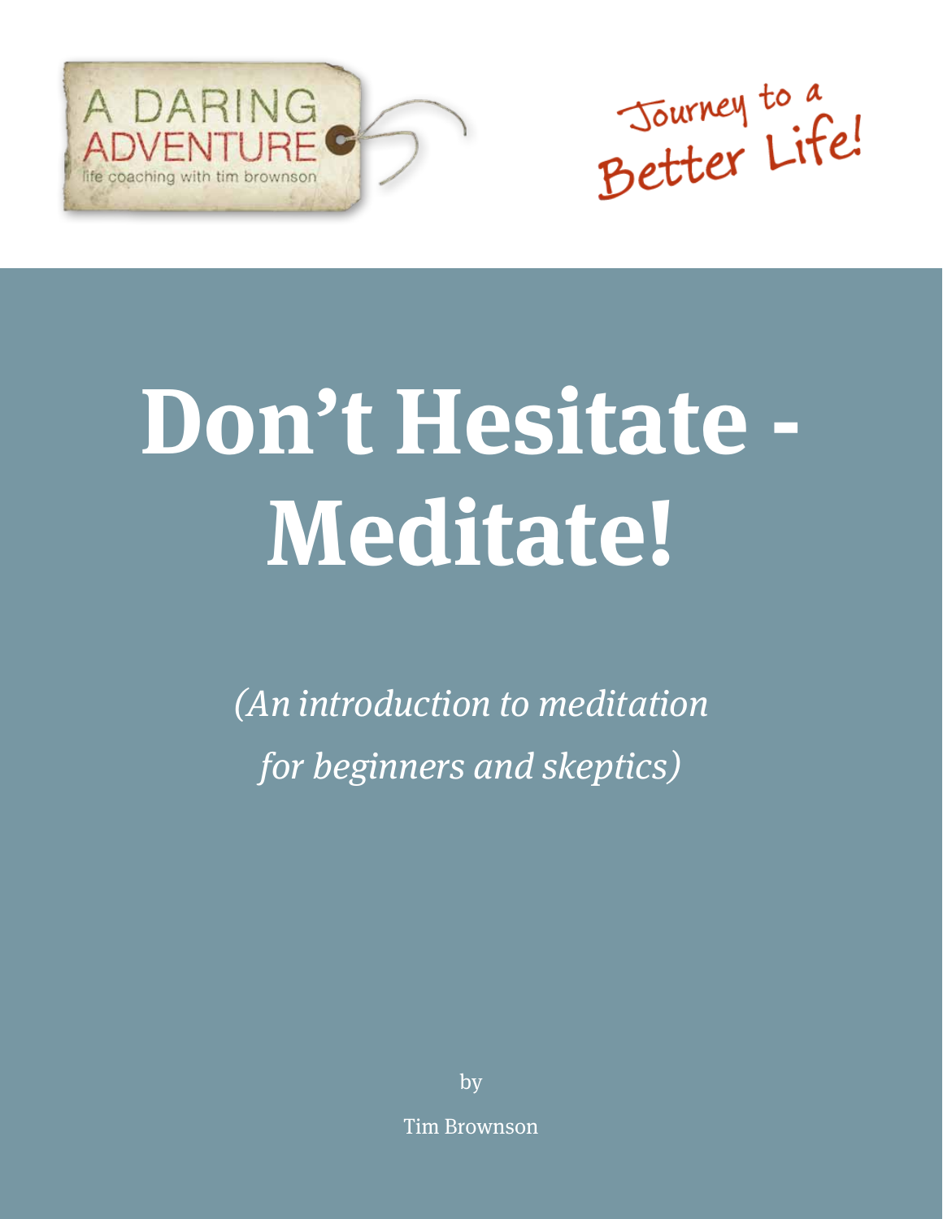A DARING ADVENTURE

life coaching with tim brownson

Journey to a Better Life!

# Don't Hesitate - Meditate!

*(An introduction to meditation for beginners and skeptics)*

by

Tim Brownson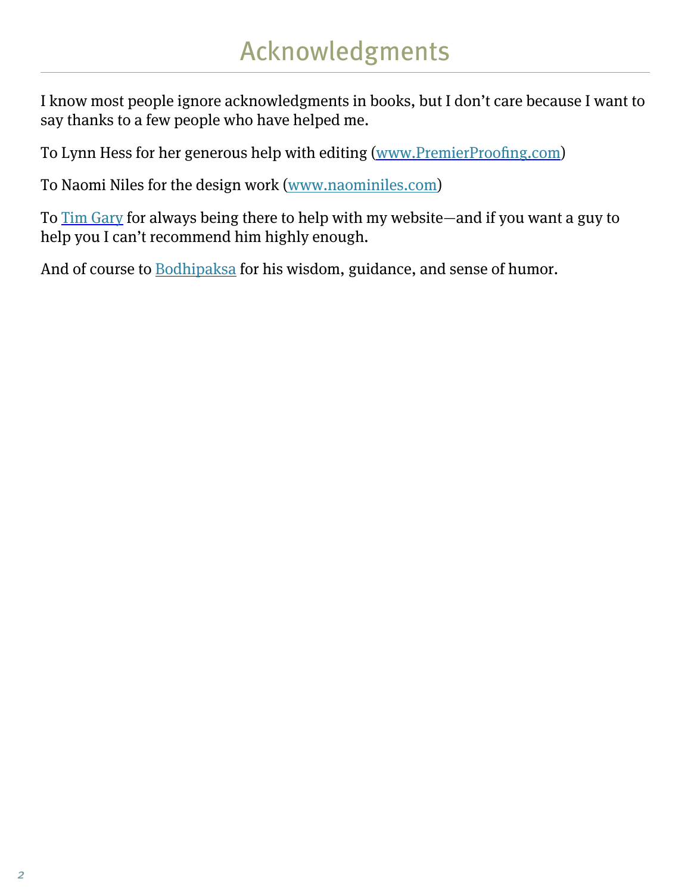# Acknowledgments

I know most people ignore acknowledgments in books, but I don't care because I want to say thanks to a few people who have helped me.

To Lynn Hess for her generous help with editing (www.PremierProofing.com)

To Naomi Niles for the design work (www.naominiles.com)

To Tim Gary for always being there to help with my website—and if you want a guy to help you I can't recommend him highly enough.

And of course to Bodhipaksa for his wisdom, guidance, and sense of humor.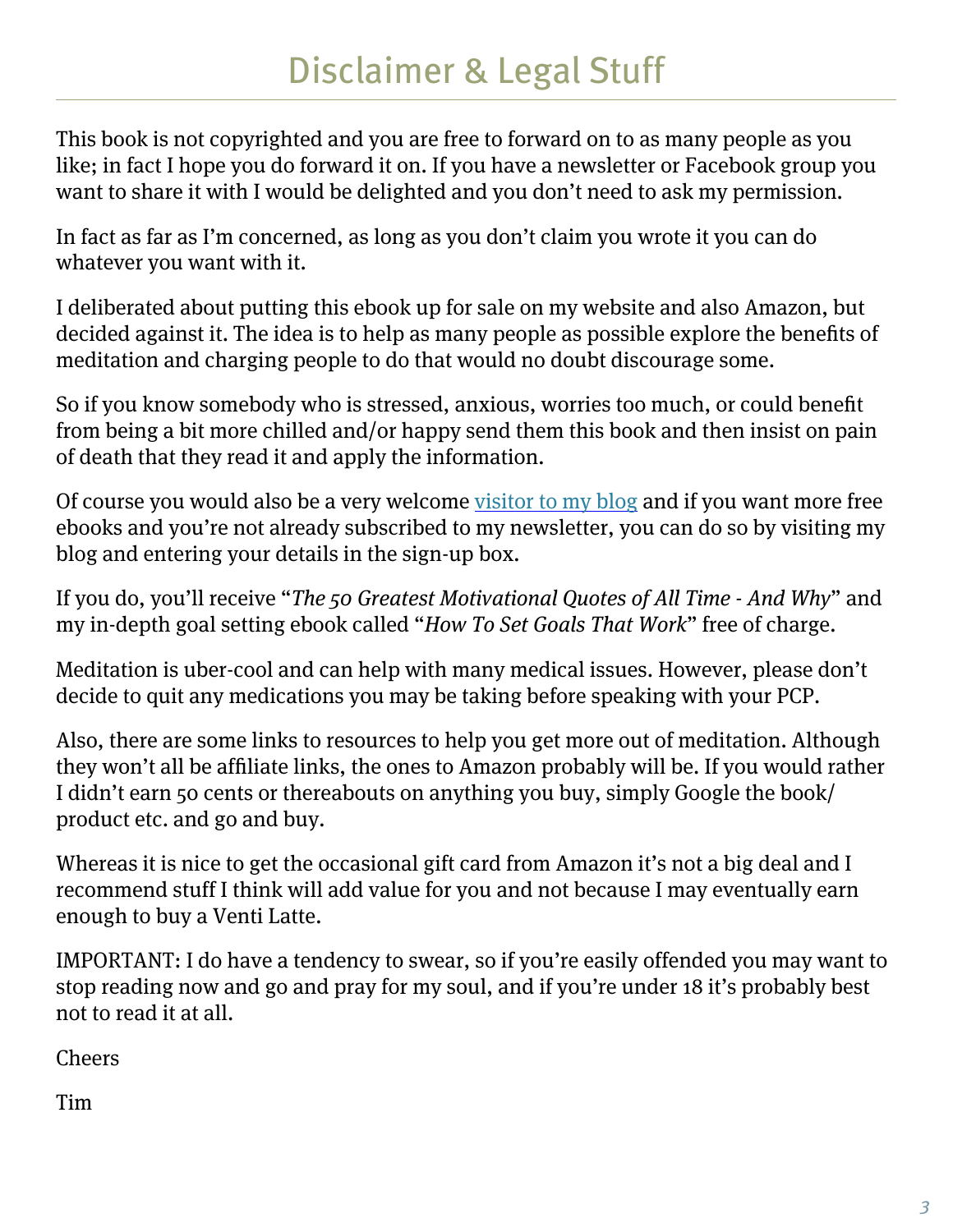# Disclaimer & Legal Stuff

This book is not copyrighted and you are free to forward on to as many people as you like; in fact I hope you do forward it on. If you have a newsletter or Facebook group you want to share it with I would be delighted and you don't need to ask my permission.

In fact as far as I'm concerned, as long as you don't claim you wrote it you can do whatever you want with it.

I deliberated about putting this ebook up for sale on my website and also Amazon, but decided against it. The idea is to help as many people as possible explore the benefits of meditation and charging people to do that would no doubt discourage some.

So if you know somebody who is stressed, anxious, worries too much, or could benefit from being a bit more chilled and/or happy send them this book and then insist on pain of death that they read it and apply the information.

Of course you would also be a very welcome visitor to my blog and if you want more free ebooks and you're not already subscribed to my newsletter, you can do so by visiting my blog and entering your details in the sign-up box.

If you do, you'll receive "*The 50 Greatest Motivational Quotes of All Time - And Why*" and my in-depth goal setting ebook called "*How To Set Goals That Work*" free of charge.

Meditation is uber-cool and can help with many medical issues. However, please don't decide to quit any medications you may be taking before speaking with your PCP.

Also, there are some links to resources to help you get more out of meditation. Although they won't all be affiliate links, the ones to Amazon probably will be. If you would rather I didn't earn 50 cents or thereabouts on anything you buy, simply Google the book/product etc. and go and buy.

Whereas it is nice to get the occasional gift card from Amazon it's not a big deal and I recommend stuff I think will add value for you and not because I may eventually earn enough to buy a Venti Latte.

IMPORTANT: I do have a tendency to swear, so if you're easily offended you may want to stop reading now and go and pray for my soul, and if you're under 18 it's probably best not to read it at all.

Cheers

Tim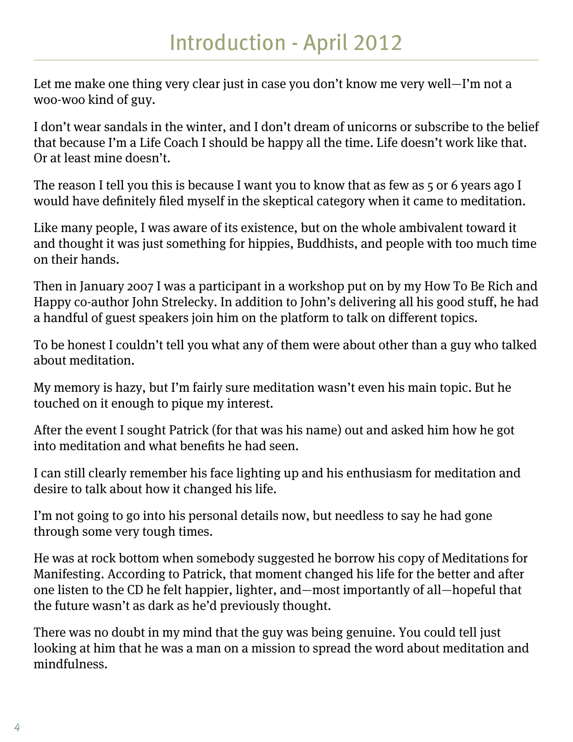# Introduction - April 2012

Let me make one thing very clear just in case you don't know me very well—I'm not a woo-woo kind of guy.

I don't wear sandals in the winter, and I don't dream of unicorns or subscribe to the belief that because I'm a Life Coach I should be happy all the time. Life doesn't work like that. Or at least mine doesn't.

The reason I tell you this is because I want you to know that as few as 5 or 6 years ago I would have definitely filed myself in the skeptical category when it came to meditation.

Like many people, I was aware of its existence, but on the whole ambivalent toward it and thought it was just something for hippies, Buddhists, and people with too much time on their hands.

Then in January 2007 I was a participant in a workshop put on by my How To Be Rich and Happy co-author John Strelecky. In addition to John's delivering all his good stuff, he had a handful of guest speakers join him on the platform to talk on different topics.

To be honest I couldn't tell you what any of them were about other than a guy who talked about meditation.

My memory is hazy, but I'm fairly sure meditation wasn't even his main topic. But he touched on it enough to pique my interest.

After the event I sought Patrick (for that was his name) out and asked him how he got into meditation and what benefits he had seen.

I can still clearly remember his face lighting up and his enthusiasm for meditation and desire to talk about how it changed his life.

I'm not going to go into his personal details now, but needless to say he had gone through some very tough times.

He was at rock bottom when somebody suggested he borrow his copy of Meditations for Manifesting. According to Patrick, that moment changed his life for the better and after one listen to the CD he felt happier, lighter, and—most importantly of all—hopeful that the future wasn't as dark as he'd previously thought.

There was no doubt in my mind that the guy was being genuine. You could tell just looking at him that he was a man on a mission to spread the word about meditation and mindfulness.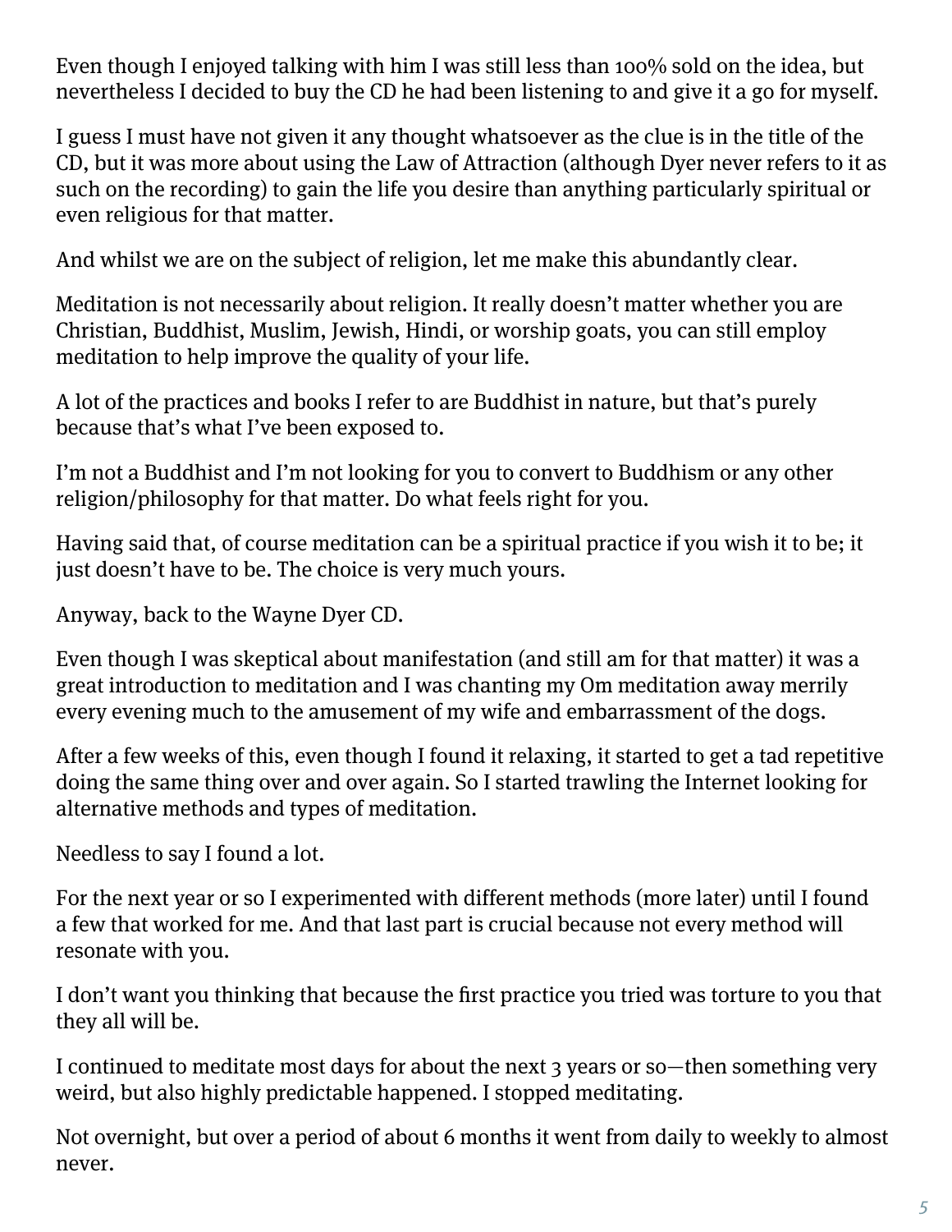Even though I enjoyed talking with him I was still less than 100% sold on the idea, but nevertheless I decided to buy the CD he had been listening to and give it a go for myself.

I guess I must have not given it any thought whatsoever as the clue is in the title of the CD, but it was more about using the Law of Attraction (although Dyer never refers to it as such on the recording) to gain the life you desire than anything particularly spiritual or even religious for that matter.

And whilst we are on the subject of religion, let me make this abundantly clear.

Meditation is not necessarily about religion. It really doesn't matter whether you are Christian, Buddhist, Muslim, Jewish, Hindi, or worship goats, you can still employ meditation to help improve the quality of your life.

A lot of the practices and books I refer to are Buddhist in nature, but that's purely because that's what I've been exposed to.

I'm not a Buddhist and I'm not looking for you to convert to Buddhism or any other religion/philosophy for that matter. Do what feels right for you.

Having said that, of course meditation can be a spiritual practice if you wish it to be; it just doesn't have to be. The choice is very much yours.

Anyway, back to the Wayne Dyer CD.

Even though I was skeptical about manifestation (and still am for that matter) it was a great introduction to meditation and I was chanting my Om meditation away merrily every evening much to the amusement of my wife and embarrassment of the dogs.

After a few weeks of this, even though I found it relaxing, it started to get a tad repetitive doing the same thing over and over again. So I started trawling the Internet looking for alternative methods and types of meditation.

Needless to say I found a lot.

For the next year or so I experimented with different methods (more later) until I found a few that worked for me. And that last part is crucial because not every method will resonate with you.

I don't want you thinking that because the first practice you tried was torture to you that they all will be.

I continued to meditate most days for about the next 3 years or so—then something very weird, but also highly predictable happened. I stopped meditating.

Not overnight, but over a period of about 6 months it went from daily to weekly to almost never.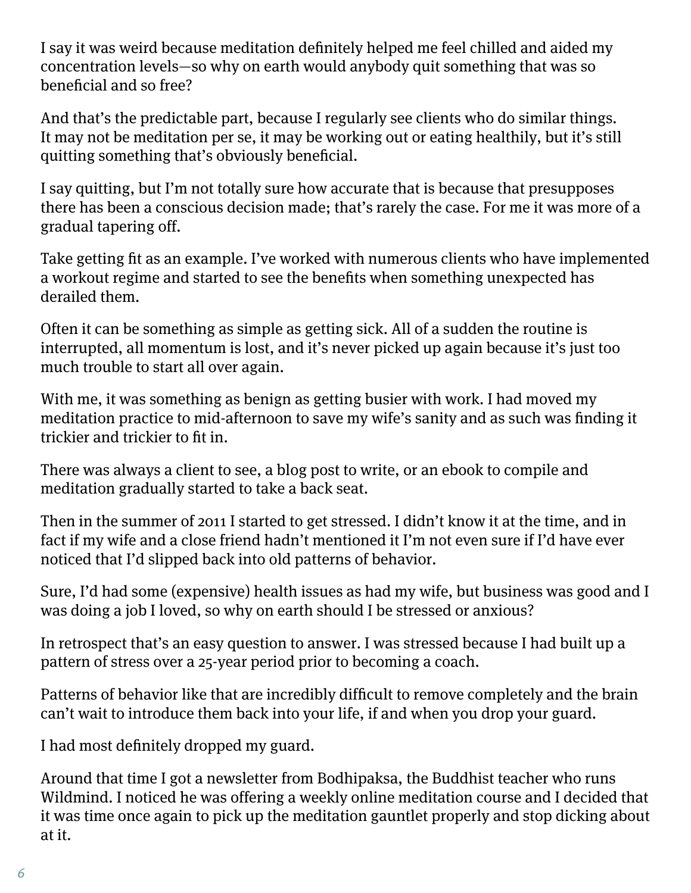I say it was weird because meditation definitely helped me feel chilled and aided my concentration levels—so why on earth would anybody quit something that was so beneficial and so free?

And that's the predictable part, because I regularly see clients who do similar things. It may not be meditation per se, it may be working out or eating healthily, but it's still quitting something that's obviously beneficial.

I say quitting, but I'm not totally sure how accurate that is because that presupposes there has been a conscious decision made; that's rarely the case. For me it was more of a gradual tapering off.

Take getting fit as an example. I've worked with numerous clients who have implemented a workout regime and started to see the benefits when something unexpected has derailed them.

Often it can be something as simple as getting sick. All of a sudden the routine is interrupted, all momentum is lost, and it's never picked up again because it's just too much trouble to start all over again.

With me, it was something as benign as getting busier with work. I had moved my meditation practice to mid-afternoon to save my wife's sanity and as such was finding it trickier and trickier to fit in.

There was always a client to see, a blog post to write, or an ebook to compile and meditation gradually started to take a back seat.

Then in the summer of 2011 I started to get stressed. I didn't know it at the time, and in fact if my wife and a close friend hadn't mentioned it I'm not even sure if I'd have ever noticed that I'd slipped back into old patterns of behavior.

Sure, I'd had some (expensive) health issues as had my wife, but business was good and I was doing a job I loved, so why on earth should I be stressed or anxious?

In retrospect that's an easy question to answer. I was stressed because I had built up a pattern of stress over a 25-year period prior to becoming a coach.

Patterns of behavior like that are incredibly difficult to remove completely and the brain can't wait to introduce them back into your life, if and when you drop your guard.

I had most definitely dropped my guard.

Around that time I got a newsletter from Bodhipaksa, the Buddhist teacher who runs Wildmind. I noticed he was offering a weekly online meditation course and I decided that it was time once again to pick up the meditation gauntlet properly and stop dicking about at it.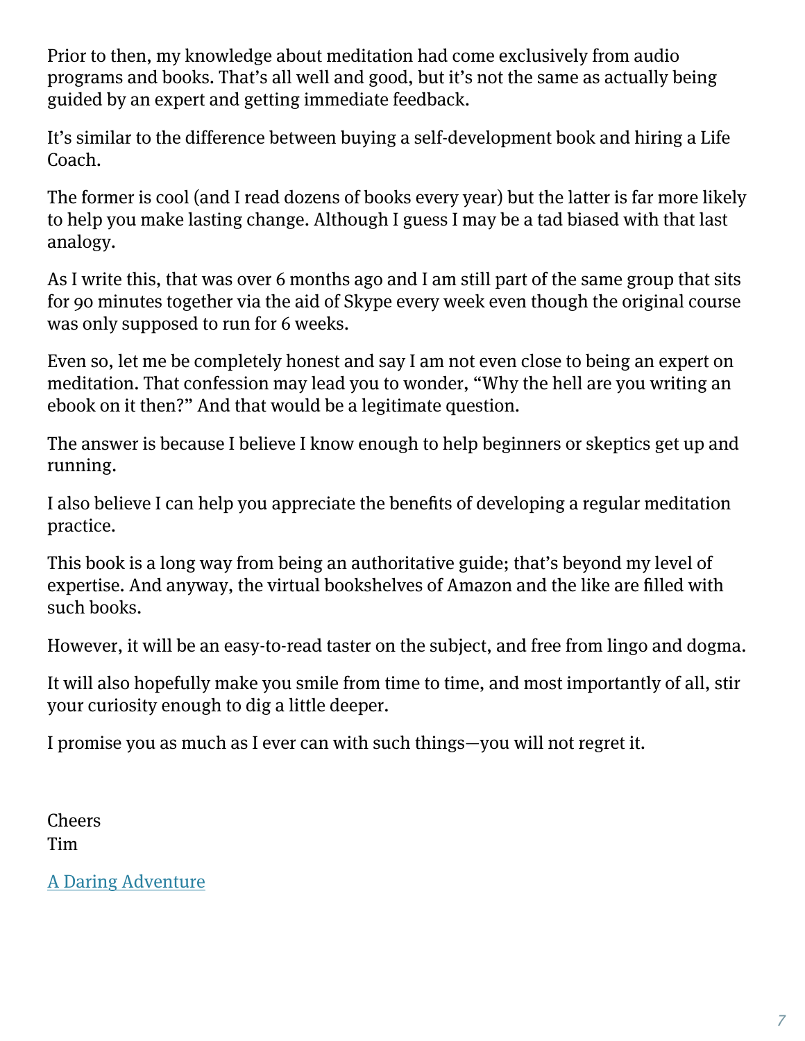Prior to then, my knowledge about meditation had come exclusively from audio programs and books. That's all well and good, but it's not the same as actually being guided by an expert and getting immediate feedback.

It's similar to the difference between buying a self-development book and hiring a Life Coach.

The former is cool (and I read dozens of books every year) but the latter is far more likely to help you make lasting change. Although I guess I may be a tad biased with that last analogy.

As I write this, that was over 6 months ago and I am still part of the same group that sits for 90 minutes together via the aid of Skype every week even though the original course was only supposed to run for 6 weeks.

Even so, let me be completely honest and say I am not even close to being an expert on meditation. That confession may lead you to wonder, "Why the hell are you writing an ebook on it then?" And that would be a legitimate question.

The answer is because I believe I know enough to help beginners or skeptics get up and running.

I also believe I can help you appreciate the benefits of developing a regular meditation practice.

This book is a long way from being an authoritative guide; that's beyond my level of expertise. And anyway, the virtual bookshelves of Amazon and the like are filled with such books.

However, it will be an easy-to-read taster on the subject, and free from lingo and dogma.

It will also hopefully make you smile from time to time, and most importantly of all, stir your curiosity enough to dig a little deeper.

I promise you as much as I ever can with such things—you will not regret it.

Cheers
Tim

A Daring Adventure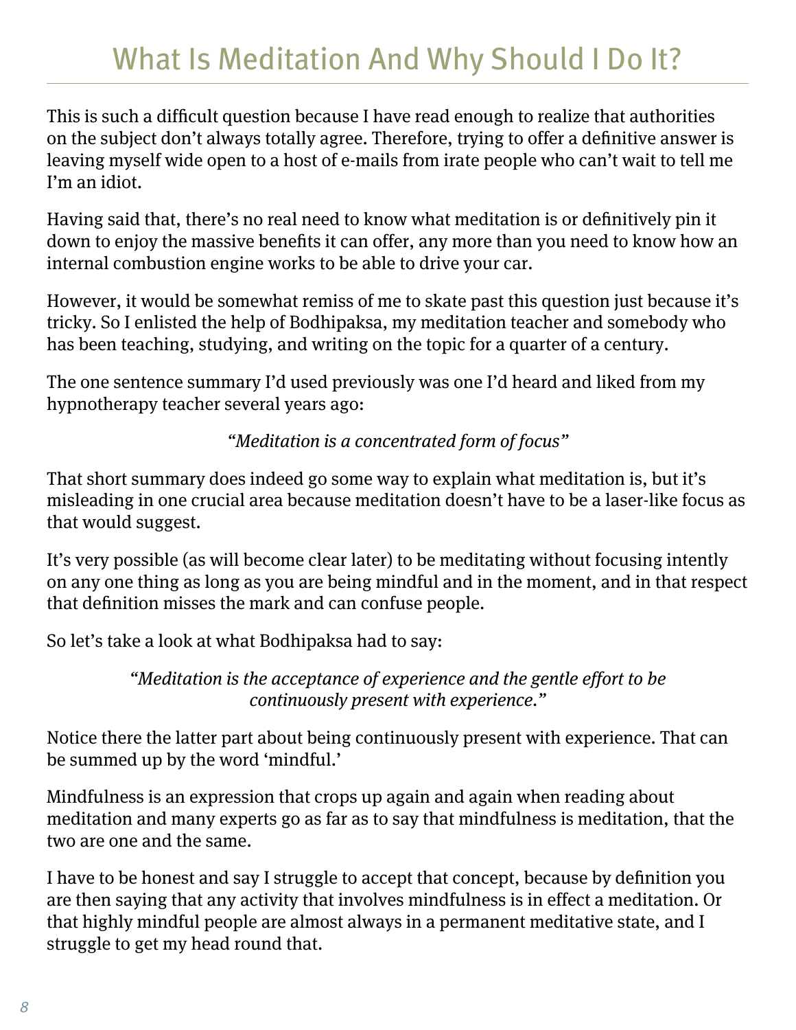# What Is Meditation And Why Should I Do It?

This is such a difficult question because I have read enough to realize that authorities on the subject don't always totally agree. Therefore, trying to offer a definitive answer is leaving myself wide open to a host of e-mails from irate people who can't wait to tell me I'm an idiot.

Having said that, there's no real need to know what meditation is or definitively pin it down to enjoy the massive benefits it can offer, any more than you need to know how an internal combustion engine works to be able to drive your car.

However, it would be somewhat remiss of me to skate past this question just because it's tricky. So I enlisted the help of Bodhipaksa, my meditation teacher and somebody who has been teaching, studying, and writing on the topic for a quarter of a century.

The one sentence summary I'd used previously was one I'd heard and liked from my hypnotherapy teacher several years ago:

*"Meditation is a concentrated form of focus"*

That short summary does indeed go some way to explain what meditation is, but it's misleading in one crucial area because meditation doesn't have to be a laser-like focus as that would suggest.

It's very possible (as will become clear later) to be meditating without focusing intently on any one thing as long as you are being mindful and in the moment, and in that respect that definition misses the mark and can confuse people.

So let's take a look at what Bodhipaksa had to say:

*"Meditation is the acceptance of experience and the gentle effort to be continuously present with experience."*

Notice there the latter part about being continuously present with experience. That can be summed up by the word 'mindful.'

Mindfulness is an expression that crops up again and again when reading about meditation and many experts go as far as to say that mindfulness is meditation, that the two are one and the same.

I have to be honest and say I struggle to accept that concept, because by definition you are then saying that any activity that involves mindfulness is in effect a meditation. Or that highly mindful people are almost always in a permanent meditative state, and I struggle to get my head round that.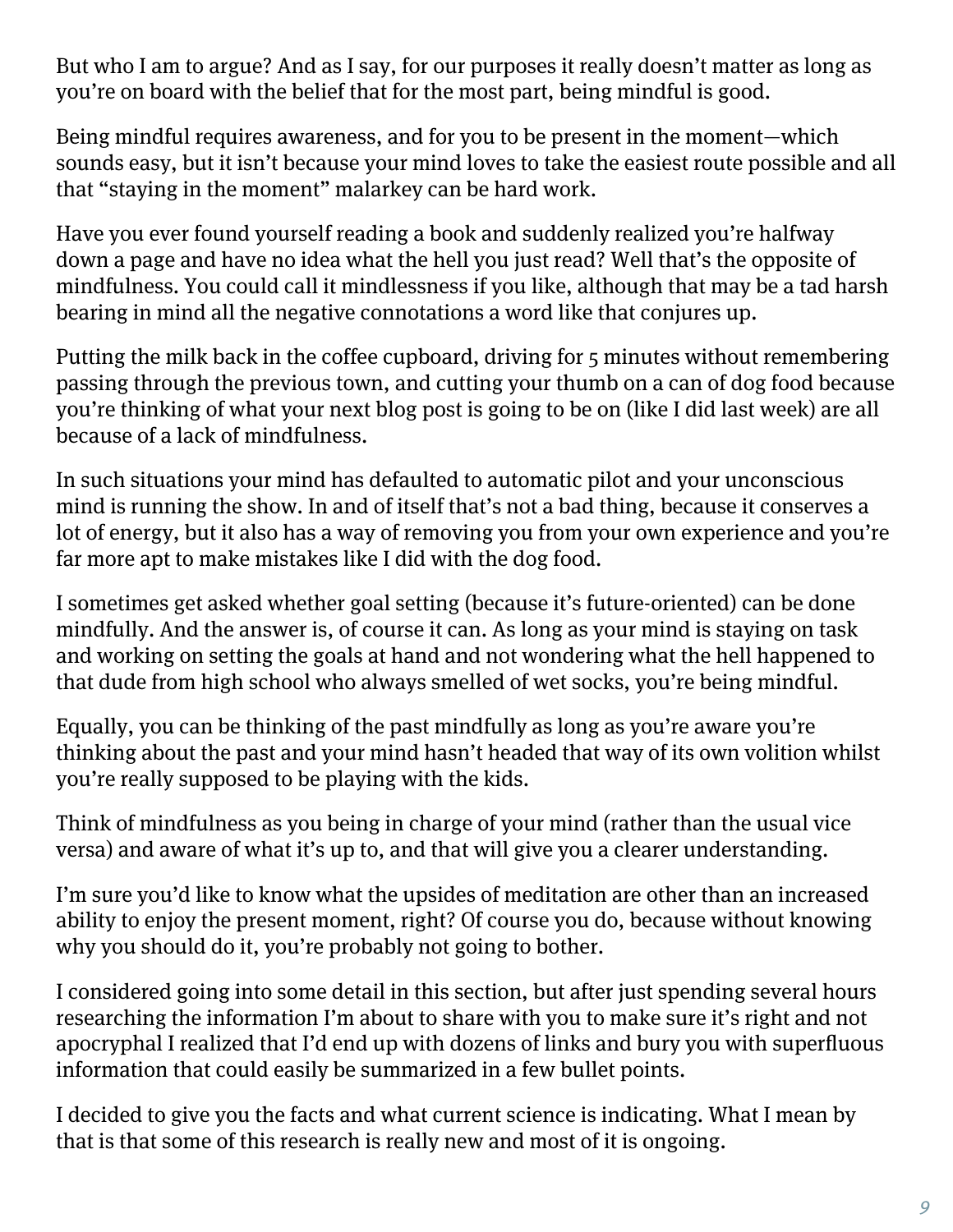But who I am to argue? And as I say, for our purposes it really doesn't matter as long as you're on board with the belief that for the most part, being mindful is good.

Being mindful requires awareness, and for you to be present in the moment—which sounds easy, but it isn't because your mind loves to take the easiest route possible and all that "staying in the moment" malarkey can be hard work.

Have you ever found yourself reading a book and suddenly realized you're halfway down a page and have no idea what the hell you just read? Well that's the opposite of mindfulness. You could call it mindlessness if you like, although that may be a tad harsh bearing in mind all the negative connotations a word like that conjures up.

Putting the milk back in the coffee cupboard, driving for 5 minutes without remembering passing through the previous town, and cutting your thumb on a can of dog food because you're thinking of what your next blog post is going to be on (like I did last week) are all because of a lack of mindfulness.

In such situations your mind has defaulted to automatic pilot and your unconscious mind is running the show. In and of itself that's not a bad thing, because it conserves a lot of energy, but it also has a way of removing you from your own experience and you're far more apt to make mistakes like I did with the dog food.

I sometimes get asked whether goal setting (because it's future-oriented) can be done mindfully. And the answer is, of course it can. As long as your mind is staying on task and working on setting the goals at hand and not wondering what the hell happened to that dude from high school who always smelled of wet socks, you're being mindful.

Equally, you can be thinking of the past mindfully as long as you're aware you're thinking about the past and your mind hasn't headed that way of its own volition whilst you're really supposed to be playing with the kids.

Think of mindfulness as you being in charge of your mind (rather than the usual vice versa) and aware of what it's up to, and that will give you a clearer understanding.

I'm sure you'd like to know what the upsides of meditation are other than an increased ability to enjoy the present moment, right? Of course you do, because without knowing why you should do it, you're probably not going to bother.

I considered going into some detail in this section, but after just spending several hours researching the information I'm about to share with you to make sure it's right and not apocryphal I realized that I'd end up with dozens of links and bury you with superfluous information that could easily be summarized in a few bullet points.

I decided to give you the facts and what current science is indicating. What I mean by that is that some of this research is really new and most of it is ongoing.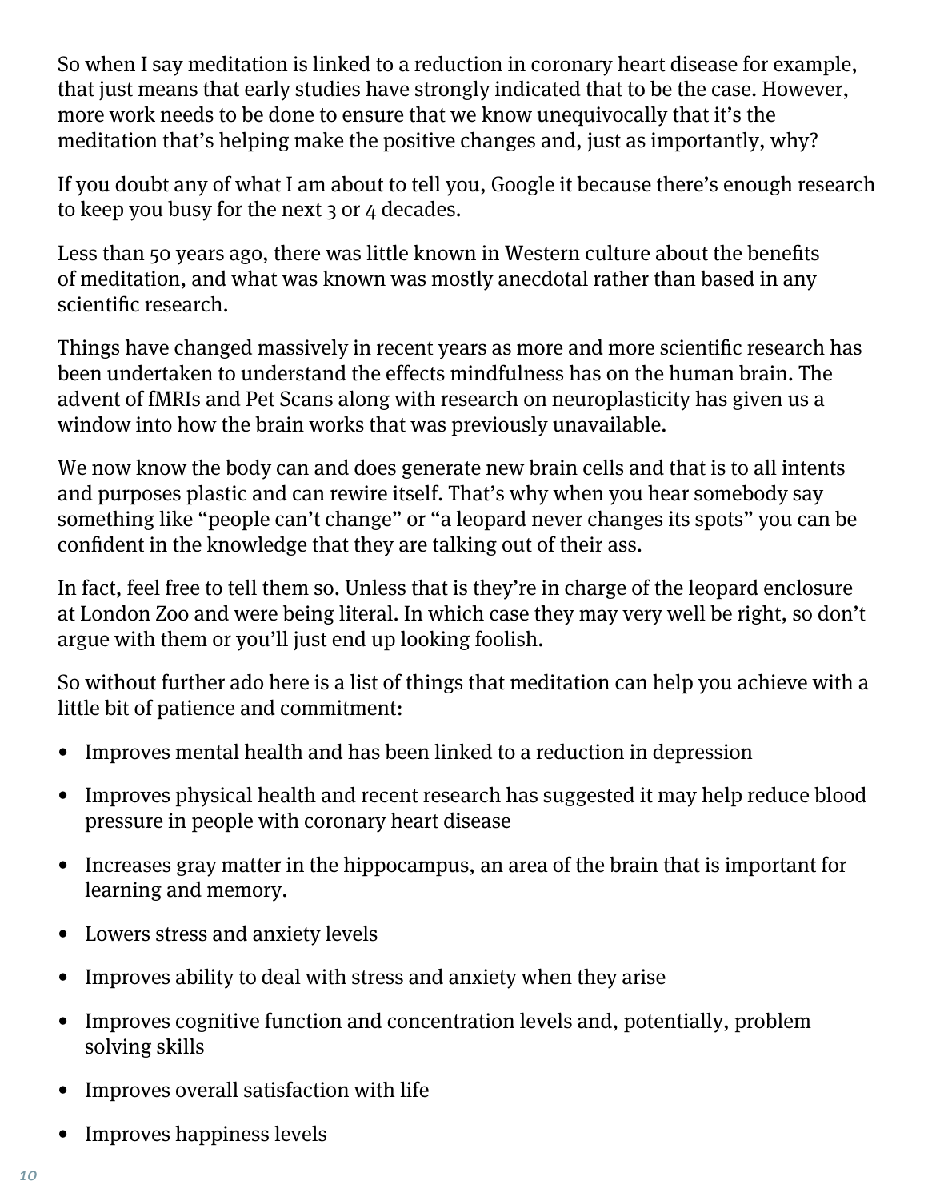So when I say meditation is linked to a reduction in coronary heart disease for example, that just means that early studies have strongly indicated that to be the case. However, more work needs to be done to ensure that we know unequivocally that it's the meditation that's helping make the positive changes and, just as importantly, why?

If you doubt any of what I am about to tell you, Google it because there's enough research to keep you busy for the next 3 or 4 decades.

Less than 50 years ago, there was little known in Western culture about the benefits of meditation, and what was known was mostly anecdotal rather than based in any scientific research.

Things have changed massively in recent years as more and more scientific research has been undertaken to understand the effects mindfulness has on the human brain. The advent of fMRIs and Pet Scans along with research on neuroplasticity has given us a window into how the brain works that was previously unavailable.

We now know the body can and does generate new brain cells and that is to all intents and purposes plastic and can rewire itself. That's why when you hear somebody say something like "people can't change" or "a leopard never changes its spots" you can be confident in the knowledge that they are talking out of their ass.

In fact, feel free to tell them so. Unless that is they're in charge of the leopard enclosure at London Zoo and were being literal. In which case they may very well be right, so don't argue with them or you'll just end up looking foolish.

So without further ado here is a list of things that meditation can help you achieve with a little bit of patience and commitment:

- Improves mental health and has been linked to a reduction in depression
- Improves physical health and recent research has suggested it may help reduce blood pressure in people with coronary heart disease
- Increases gray matter in the hippocampus, an area of the brain that is important for learning and memory.
- Lowers stress and anxiety levels
- Improves ability to deal with stress and anxiety when they arise
- Improves cognitive function and concentration levels and, potentially, problem solving skills
- Improves overall satisfaction with life
- Improves happiness levels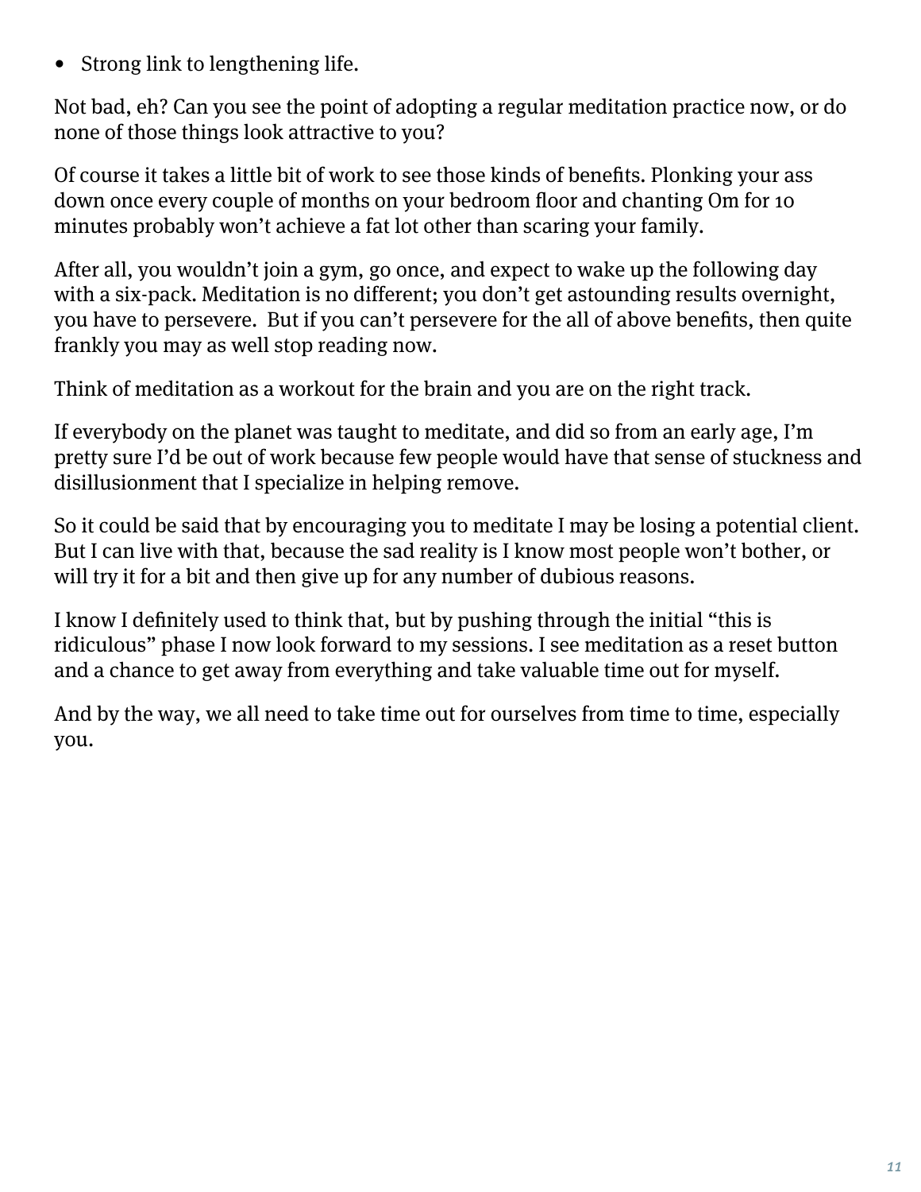- Strong link to lengthening life.

Not bad, eh? Can you see the point of adopting a regular meditation practice now, or do none of those things look attractive to you?

Of course it takes a little bit of work to see those kinds of benefits. Plonking your ass down once every couple of months on your bedroom floor and chanting Om for 10 minutes probably won't achieve a fat lot other than scaring your family.

After all, you wouldn't join a gym, go once, and expect to wake up the following day with a six-pack. Meditation is no different; you don't get astounding results overnight, you have to persevere.  But if you can't persevere for the all of above benefits, then quite frankly you may as well stop reading now.

Think of meditation as a workout for the brain and you are on the right track.

If everybody on the planet was taught to meditate, and did so from an early age, I'm pretty sure I'd be out of work because few people would have that sense of stuckness and disillusionment that I specialize in helping remove.

So it could be said that by encouraging you to meditate I may be losing a potential client. But I can live with that, because the sad reality is I know most people won't bother, or will try it for a bit and then give up for any number of dubious reasons.

I know I definitely used to think that, but by pushing through the initial "this is ridiculous" phase I now look forward to my sessions. I see meditation as a reset button and a chance to get away from everything and take valuable time out for myself.

And by the way, we all need to take time out for ourselves from time to time, especially you.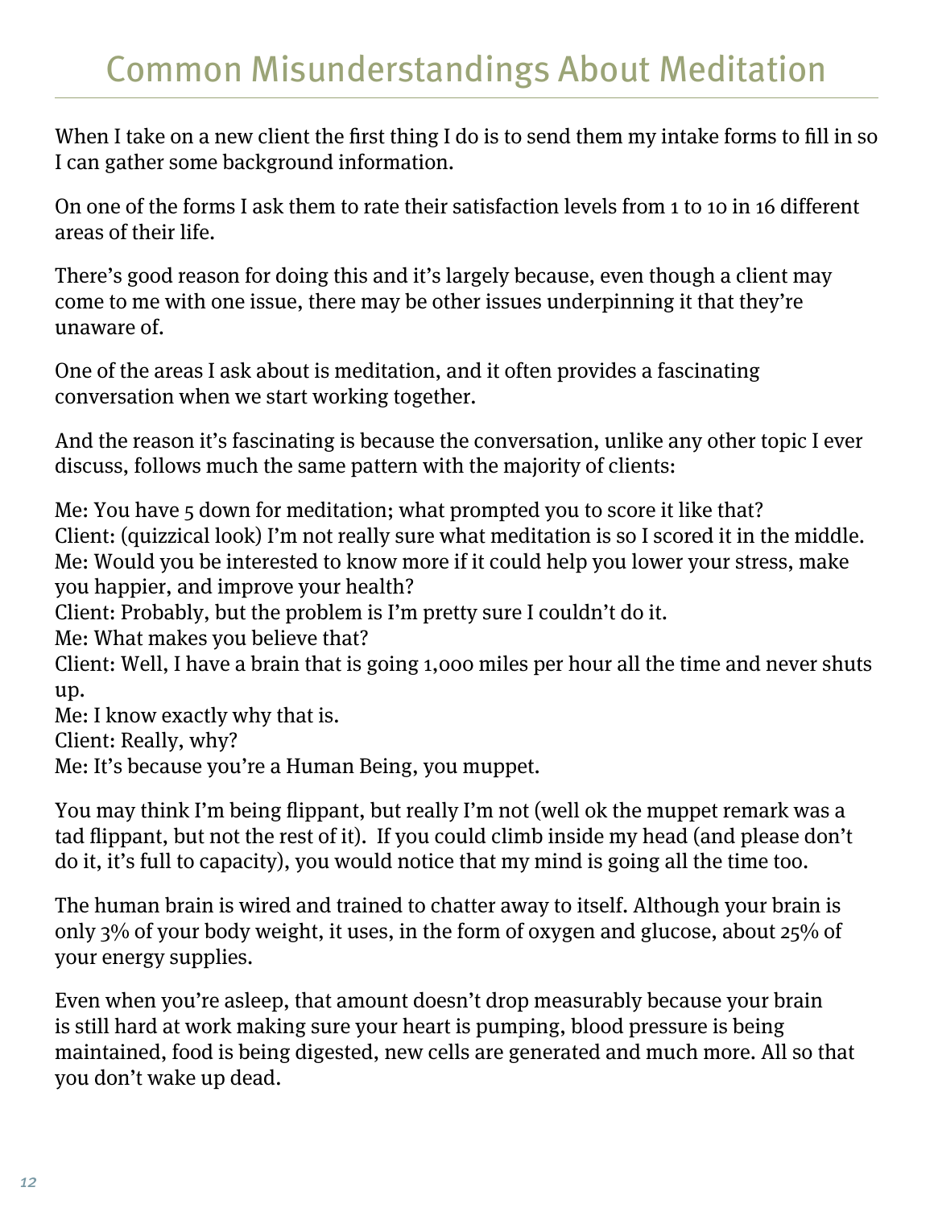# Common Misunderstandings About Meditation

When I take on a new client the first thing I do is to send them my intake forms to fill in so I can gather some background information.

On one of the forms I ask them to rate their satisfaction levels from 1 to 10 in 16 different areas of their life.

There's good reason for doing this and it's largely because, even though a client may come to me with one issue, there may be other issues underpinning it that they're unaware of.

One of the areas I ask about is meditation, and it often provides a fascinating conversation when we start working together.

And the reason it's fascinating is because the conversation, unlike any other topic I ever discuss, follows much the same pattern with the majority of clients:

Me: You have 5 down for meditation; what prompted you to score it like that?
Client: (quizzical look) I'm not really sure what meditation is so I scored it in the middle.
Me: Would you be interested to know more if it could help you lower your stress, make you happier, and improve your health?
Client: Probably, but the problem is I'm pretty sure I couldn't do it.
Me: What makes you believe that?
Client: Well, I have a brain that is going 1,000 miles per hour all the time and never shuts up.
Me: I know exactly why that is.
Client: Really, why?
Me: It's because you're a Human Being, you muppet.

You may think I'm being flippant, but really I'm not (well ok the muppet remark was a tad flippant, but not the rest of it). If you could climb inside my head (and please don't do it, it's full to capacity), you would notice that my mind is going all the time too.

The human brain is wired and trained to chatter away to itself. Although your brain is only 3% of your body weight, it uses, in the form of oxygen and glucose, about 25% of your energy supplies.

Even when you're asleep, that amount doesn't drop measurably because your brain is still hard at work making sure your heart is pumping, blood pressure is being maintained, food is being digested, new cells are generated and much more. All so that you don't wake up dead.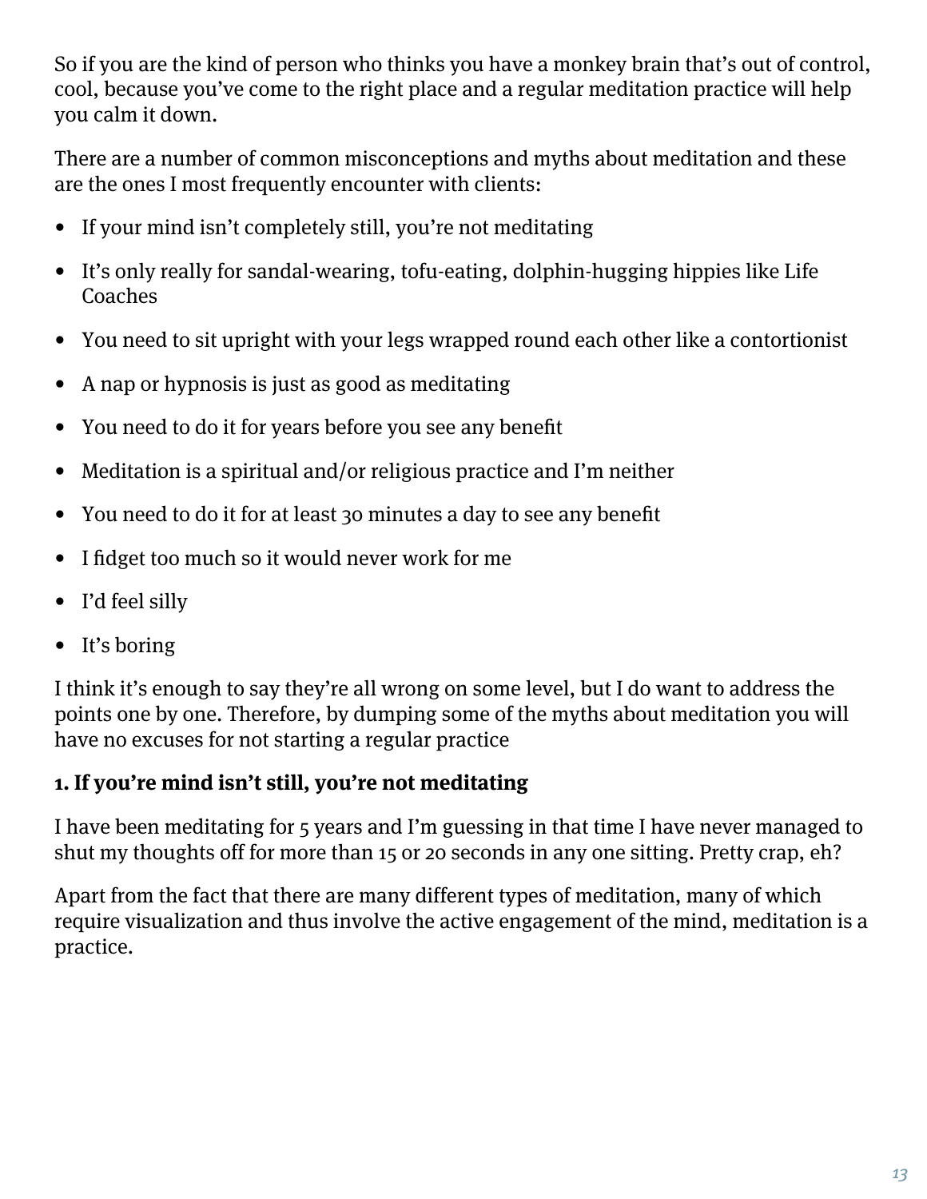So if you are the kind of person who thinks you have a monkey brain that's out of control, cool, because you've come to the right place and a regular meditation practice will help you calm it down.

There are a number of common misconceptions and myths about meditation and these are the ones I most frequently encounter with clients:

- If your mind isn't completely still, you're not meditating
- It's only really for sandal-wearing, tofu-eating, dolphin-hugging hippies like Life Coaches
- You need to sit upright with your legs wrapped round each other like a contortionist
- A nap or hypnosis is just as good as meditating
- You need to do it for years before you see any benefit
- Meditation is a spiritual and/or religious practice and I'm neither
- You need to do it for at least 30 minutes a day to see any benefit
- I fidget too much so it would never work for me
- I'd feel silly
- It's boring

I think it's enough to say they're all wrong on some level, but I do want to address the points one by one. Therefore, by dumping some of the myths about meditation you will have no excuses for not starting a regular practice

**1. If you're mind isn't still, you're not meditating**

I have been meditating for 5 years and I'm guessing in that time I have never managed to shut my thoughts off for more than 15 or 20 seconds in any one sitting. Pretty crap, eh?

Apart from the fact that there are many different types of meditation, many of which require visualization and thus involve the active engagement of the mind, meditation is a practice.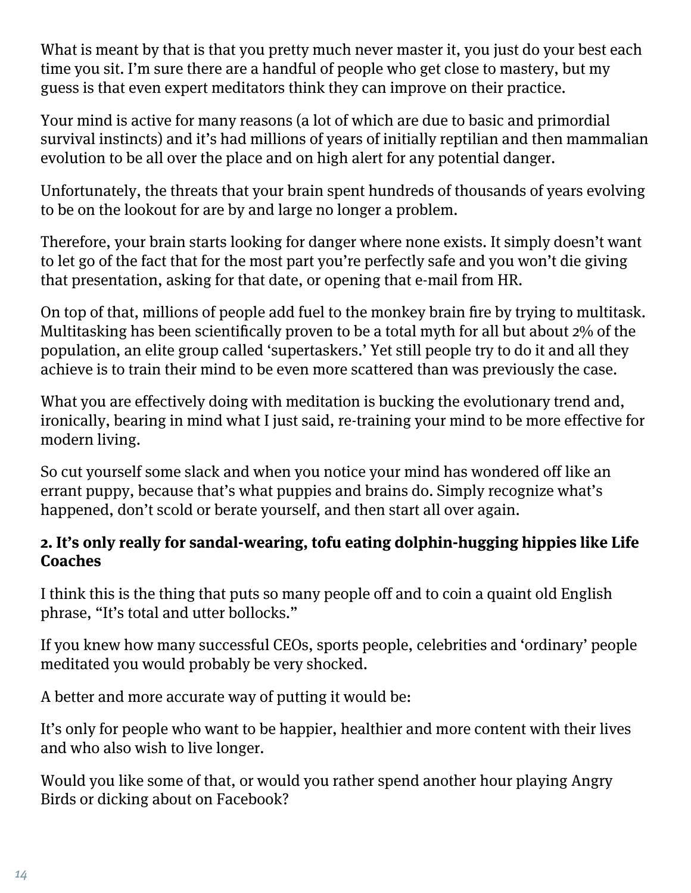What is meant by that is that you pretty much never master it, you just do your best each time you sit. I'm sure there are a handful of people who get close to mastery, but my guess is that even expert meditators think they can improve on their practice.

Your mind is active for many reasons (a lot of which are due to basic and primordial survival instincts) and it's had millions of years of initially reptilian and then mammalian evolution to be all over the place and on high alert for any potential danger.

Unfortunately, the threats that your brain spent hundreds of thousands of years evolving to be on the lookout for are by and large no longer a problem.

Therefore, your brain starts looking for danger where none exists. It simply doesn't want to let go of the fact that for the most part you're perfectly safe and you won't die giving that presentation, asking for that date, or opening that e-mail from HR.

On top of that, millions of people add fuel to the monkey brain fire by trying to multitask. Multitasking has been scientifically proven to be a total myth for all but about 2% of the population, an elite group called 'supertaskers.' Yet still people try to do it and all they achieve is to train their mind to be even more scattered than was previously the case.

What you are effectively doing with meditation is bucking the evolutionary trend and, ironically, bearing in mind what I just said, re-training your mind to be more effective for modern living.

So cut yourself some slack and when you notice your mind has wondered off like an errant puppy, because that's what puppies and brains do. Simply recognize what's happened, don't scold or berate yourself, and then start all over again.

**2. It's only really for sandal-wearing, tofu eating dolphin-hugging hippies like Life Coaches**

I think this is the thing that puts so many people off and to coin a quaint old English phrase, "It's total and utter bollocks."

If you knew how many successful CEOs, sports people, celebrities and 'ordinary' people meditated you would probably be very shocked.

A better and more accurate way of putting it would be:

It's only for people who want to be happier, healthier and more content with their lives and who also wish to live longer.

Would you like some of that, or would you rather spend another hour playing Angry Birds or dicking about on Facebook?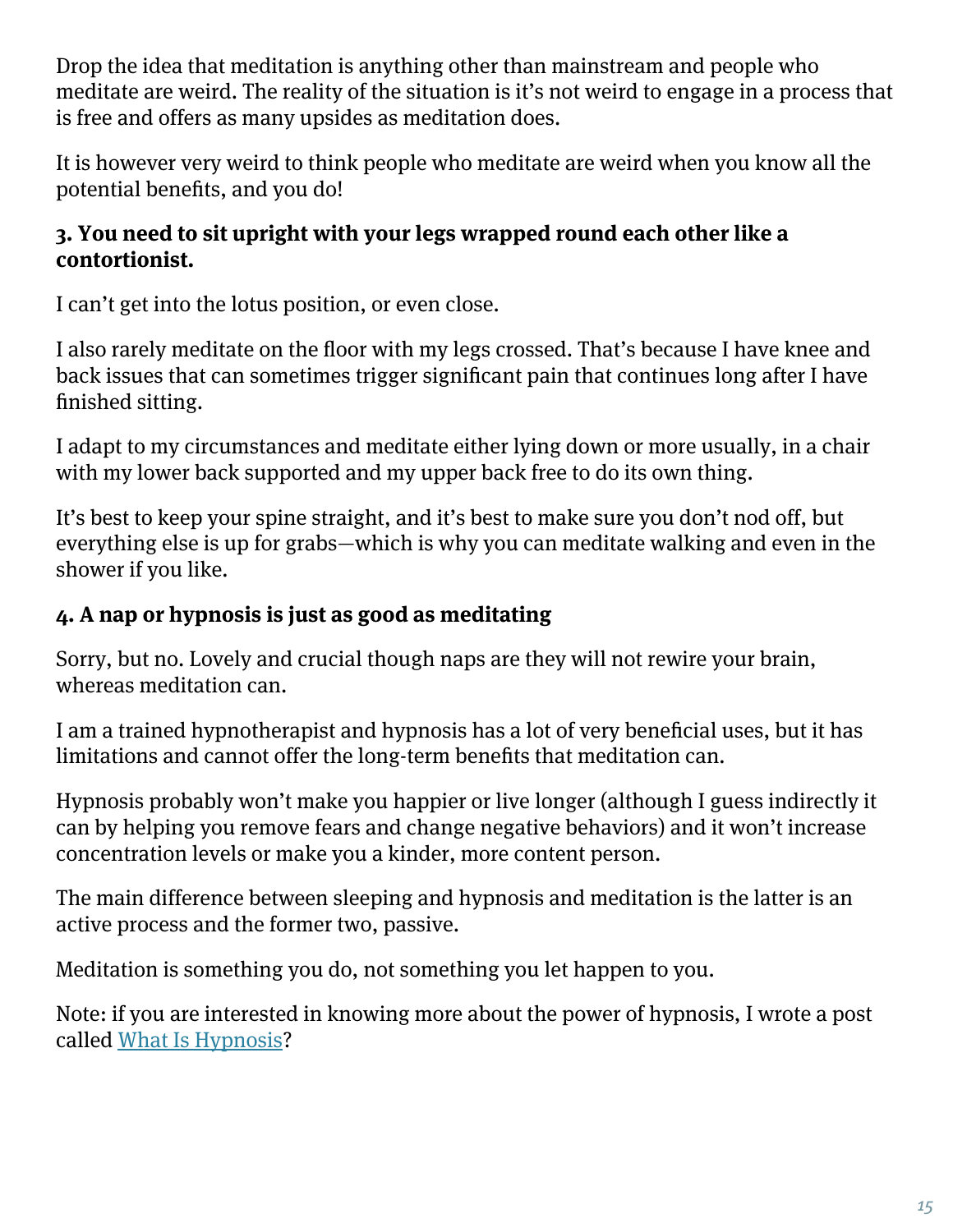Drop the idea that meditation is anything other than mainstream and people who meditate are weird. The reality of the situation is it's not weird to engage in a process that is free and offers as many upsides as meditation does.

It is however very weird to think people who meditate are weird when you know all the potential benefits, and you do!

### 3. You need to sit upright with your legs wrapped round each other like a contortionist.

I can't get into the lotus position, or even close.

I also rarely meditate on the floor with my legs crossed. That's because I have knee and back issues that can sometimes trigger significant pain that continues long after I have finished sitting.

I adapt to my circumstances and meditate either lying down or more usually, in a chair with my lower back supported and my upper back free to do its own thing.

It's best to keep your spine straight, and it's best to make sure you don't nod off, but everything else is up for grabs—which is why you can meditate walking and even in the shower if you like.

### 4. A nap or hypnosis is just as good as meditating

Sorry, but no. Lovely and crucial though naps are they will not rewire your brain, whereas meditation can.

I am a trained hypnotherapist and hypnosis has a lot of very beneficial uses, but it has limitations and cannot offer the long-term benefits that meditation can.

Hypnosis probably won't make you happier or live longer (although I guess indirectly it can by helping you remove fears and change negative behaviors) and it won't increase concentration levels or make you a kinder, more content person.

The main difference between sleeping and hypnosis and meditation is the latter is an active process and the former two, passive.

Meditation is something you do, not something you let happen to you.

Note: if you are interested in knowing more about the power of hypnosis, I wrote a post called [What Is Hypnosis]?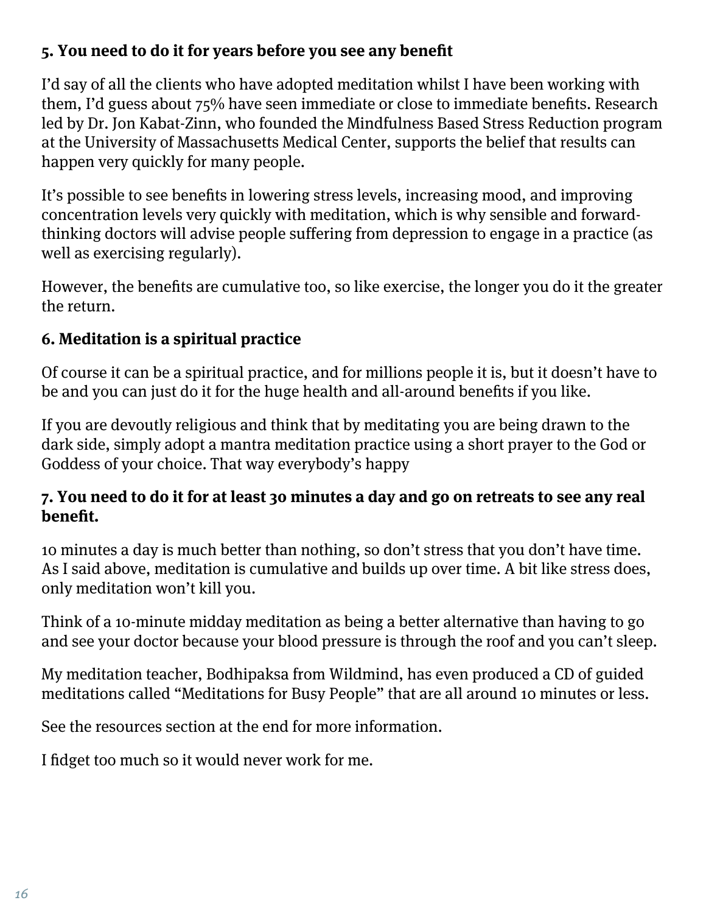**5. You need to do it for years before you see any benefit**

I'd say of all the clients who have adopted meditation whilst I have been working with them, I'd guess about 75% have seen immediate or close to immediate benefits. Research led by Dr. Jon Kabat-Zinn, who founded the Mindfulness Based Stress Reduction program at the University of Massachusetts Medical Center, supports the belief that results can happen very quickly for many people.

It's possible to see benefits in lowering stress levels, increasing mood, and improving concentration levels very quickly with meditation, which is why sensible and forward-thinking doctors will advise people suffering from depression to engage in a practice (as well as exercising regularly).

However, the benefits are cumulative too, so like exercise, the longer you do it the greater the return.

**6. Meditation is a spiritual practice**

Of course it can be a spiritual practice, and for millions people it is, but it doesn't have to be and you can just do it for the huge health and all-around benefits if you like.

If you are devoutly religious and think that by meditating you are being drawn to the dark side, simply adopt a mantra meditation practice using a short prayer to the God or Goddess of your choice. That way everybody's happy

**7. You need to do it for at least 30 minutes a day and go on retreats to see any real benefit.**

10 minutes a day is much better than nothing, so don't stress that you don't have time. As I said above, meditation is cumulative and builds up over time. A bit like stress does, only meditation won't kill you.

Think of a 10-minute midday meditation as being a better alternative than having to go and see your doctor because your blood pressure is through the roof and you can't sleep.

My meditation teacher, Bodhipaksa from Wildmind, has even produced a CD of guided meditations called "Meditations for Busy People" that are all around 10 minutes or less.

See the resources section at the end for more information.

I fidget too much so it would never work for me.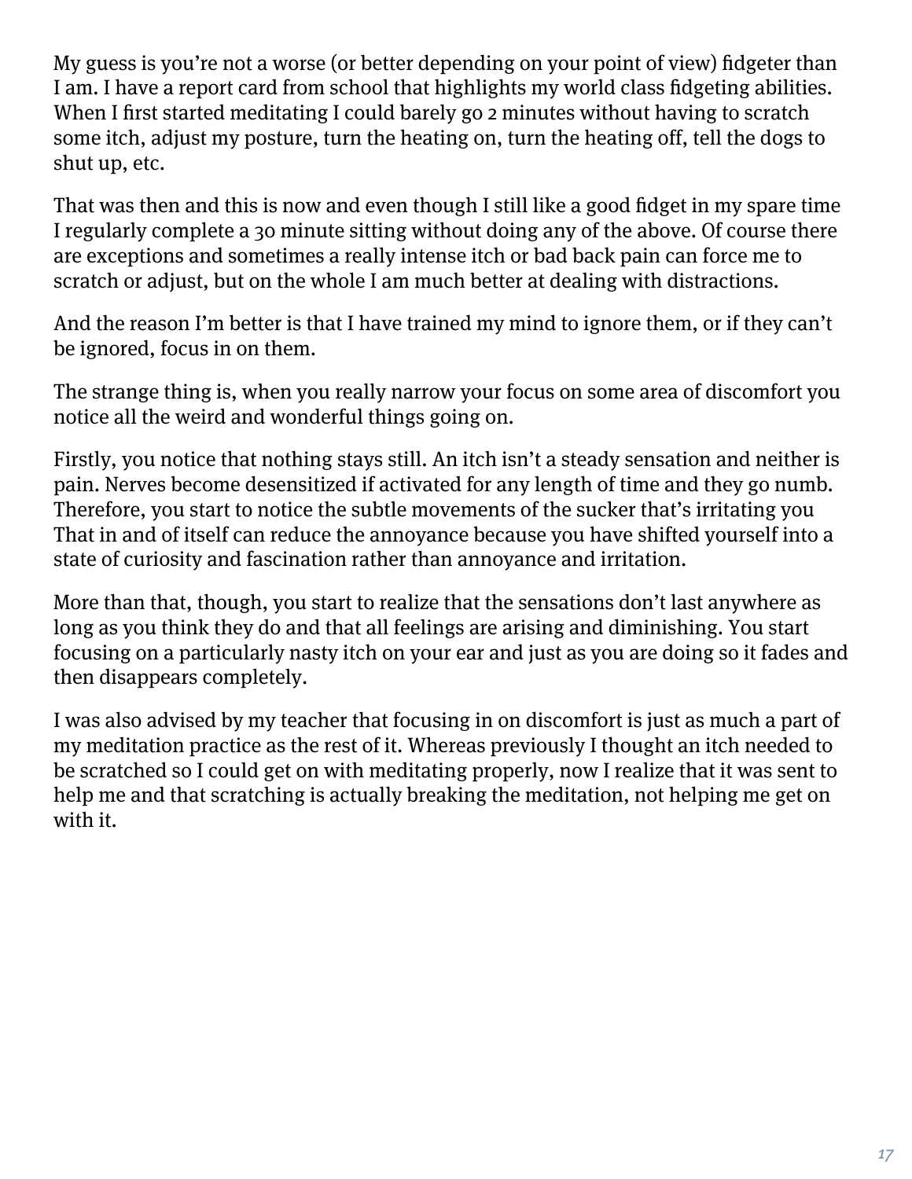My guess is you're not a worse (or better depending on your point of view) fidgeter than I am. I have a report card from school that highlights my world class fidgeting abilities. When I first started meditating I could barely go 2 minutes without having to scratch some itch, adjust my posture, turn the heating on, turn the heating off, tell the dogs to shut up, etc.

That was then and this is now and even though I still like a good fidget in my spare time I regularly complete a 30 minute sitting without doing any of the above. Of course there are exceptions and sometimes a really intense itch or bad back pain can force me to scratch or adjust, but on the whole I am much better at dealing with distractions.

And the reason I'm better is that I have trained my mind to ignore them, or if they can't be ignored, focus in on them.

The strange thing is, when you really narrow your focus on some area of discomfort you notice all the weird and wonderful things going on.

Firstly, you notice that nothing stays still. An itch isn't a steady sensation and neither is pain. Nerves become desensitized if activated for any length of time and they go numb. Therefore, you start to notice the subtle movements of the sucker that's irritating you That in and of itself can reduce the annoyance because you have shifted yourself into a state of curiosity and fascination rather than annoyance and irritation.

More than that, though, you start to realize that the sensations don't last anywhere as long as you think they do and that all feelings are arising and diminishing. You start focusing on a particularly nasty itch on your ear and just as you are doing so it fades and then disappears completely.

I was also advised by my teacher that focusing in on discomfort is just as much a part of my meditation practice as the rest of it. Whereas previously I thought an itch needed to be scratched so I could get on with meditating properly, now I realize that it was sent to help me and that scratching is actually breaking the meditation, not helping me get on with it.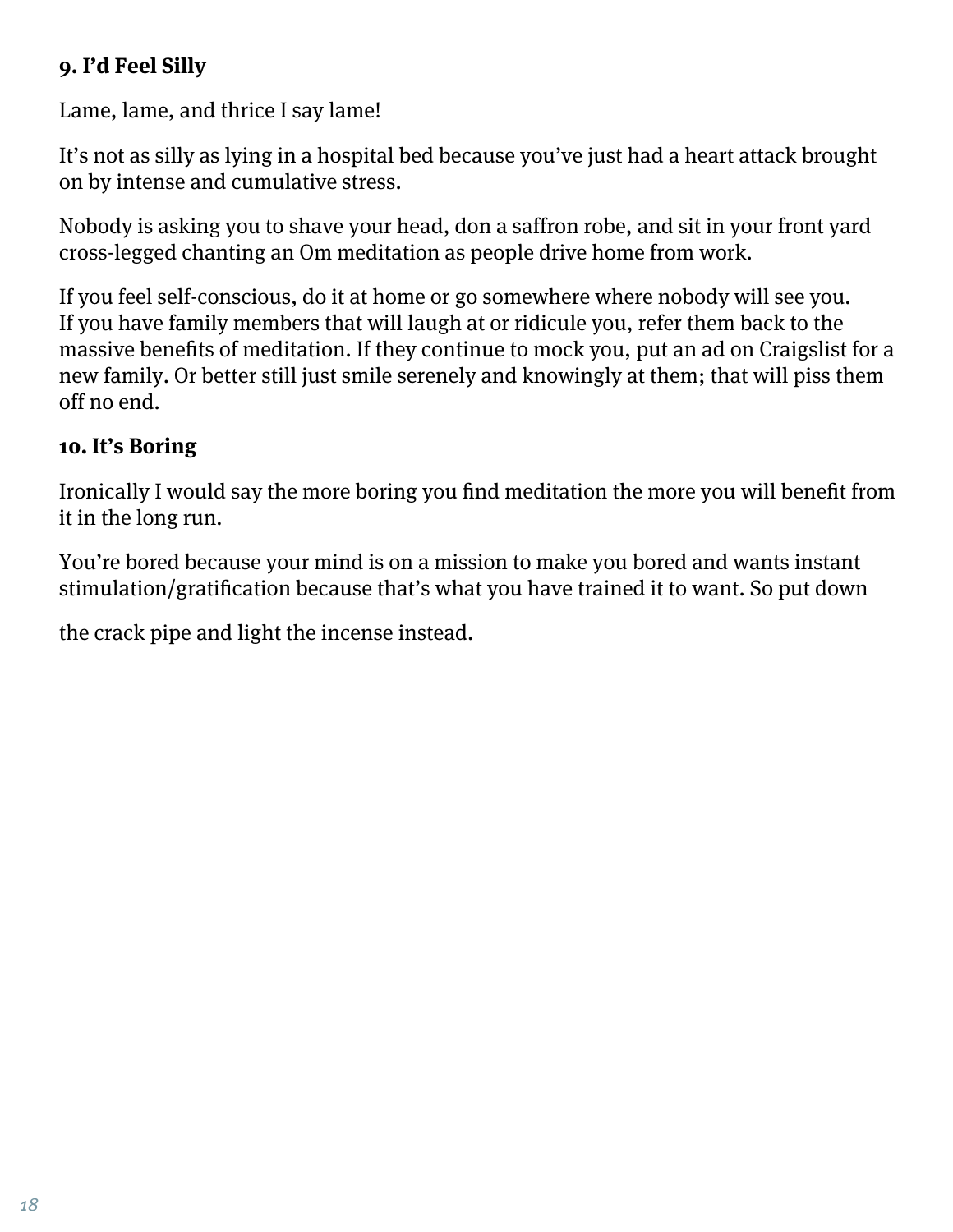### 9. I'd Feel Silly

Lame, lame, and thrice I say lame!

It's not as silly as lying in a hospital bed because you've just had a heart attack brought on by intense and cumulative stress.

Nobody is asking you to shave your head, don a saffron robe, and sit in your front yard cross-legged chanting an Om meditation as people drive home from work.

If you feel self-conscious, do it at home or go somewhere where nobody will see you. If you have family members that will laugh at or ridicule you, refer them back to the massive benefits of meditation. If they continue to mock you, put an ad on Craigslist for a new family. Or better still just smile serenely and knowingly at them; that will piss them off no end.

### 10. It's Boring

Ironically I would say the more boring you find meditation the more you will benefit from it in the long run.

You're bored because your mind is on a mission to make you bored and wants instant stimulation/gratification because that's what you have trained it to want. So put down the crack pipe and light the incense instead.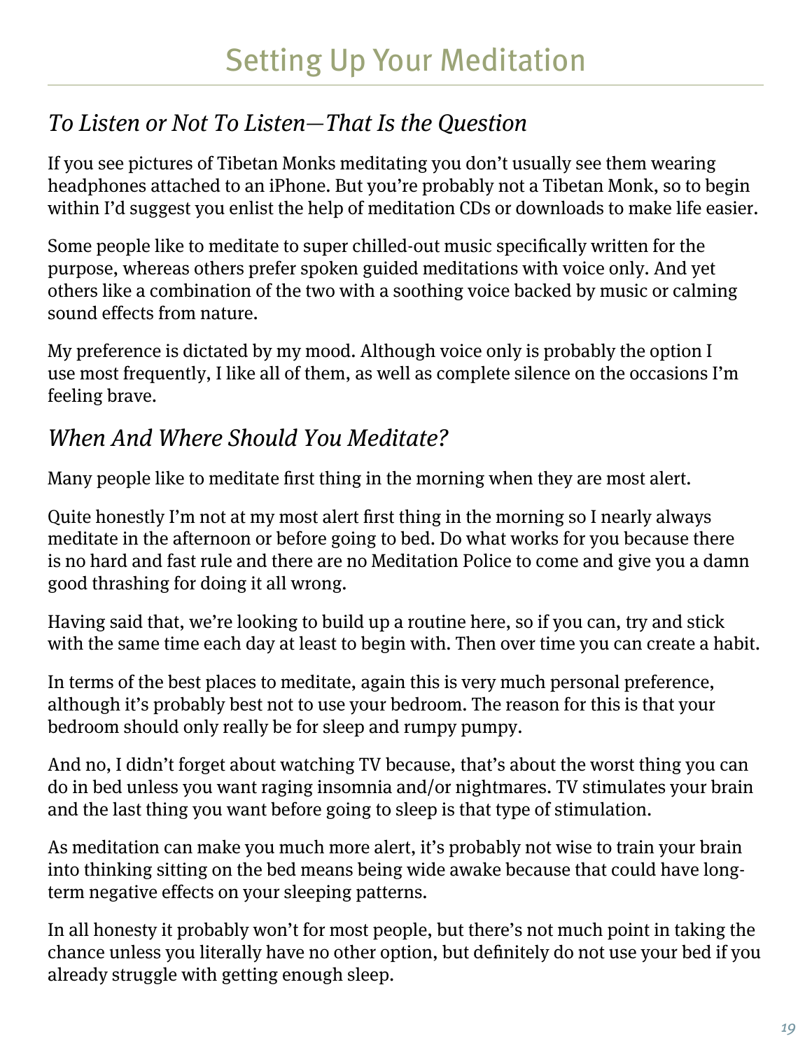# Setting Up Your Meditation

## *To Listen or Not To Listen—That Is the Question*

If you see pictures of Tibetan Monks meditating you don't usually see them wearing headphones attached to an iPhone. But you're probably not a Tibetan Monk, so to begin within I'd suggest you enlist the help of meditation CDs or downloads to make life easier.

Some people like to meditate to super chilled-out music specifically written for the purpose, whereas others prefer spoken guided meditations with voice only. And yet others like a combination of the two with a soothing voice backed by music or calming sound effects from nature.

My preference is dictated by my mood. Although voice only is probably the option I use most frequently, I like all of them, as well as complete silence on the occasions I'm feeling brave.

## *When And Where Should You Meditate?*

Many people like to meditate first thing in the morning when they are most alert.

Quite honestly I'm not at my most alert first thing in the morning so I nearly always meditate in the afternoon or before going to bed. Do what works for you because there is no hard and fast rule and there are no Meditation Police to come and give you a damn good thrashing for doing it all wrong.

Having said that, we're looking to build up a routine here, so if you can, try and stick with the same time each day at least to begin with. Then over time you can create a habit.

In terms of the best places to meditate, again this is very much personal preference, although it's probably best not to use your bedroom. The reason for this is that your bedroom should only really be for sleep and rumpy pumpy.

And no, I didn't forget about watching TV because, that's about the worst thing you can do in bed unless you want raging insomnia and/or nightmares. TV stimulates your brain and the last thing you want before going to sleep is that type of stimulation.

As meditation can make you much more alert, it's probably not wise to train your brain into thinking sitting on the bed means being wide awake because that could have long-term negative effects on your sleeping patterns.

In all honesty it probably won't for most people, but there's not much point in taking the chance unless you literally have no other option, but definitely do not use your bed if you already struggle with getting enough sleep.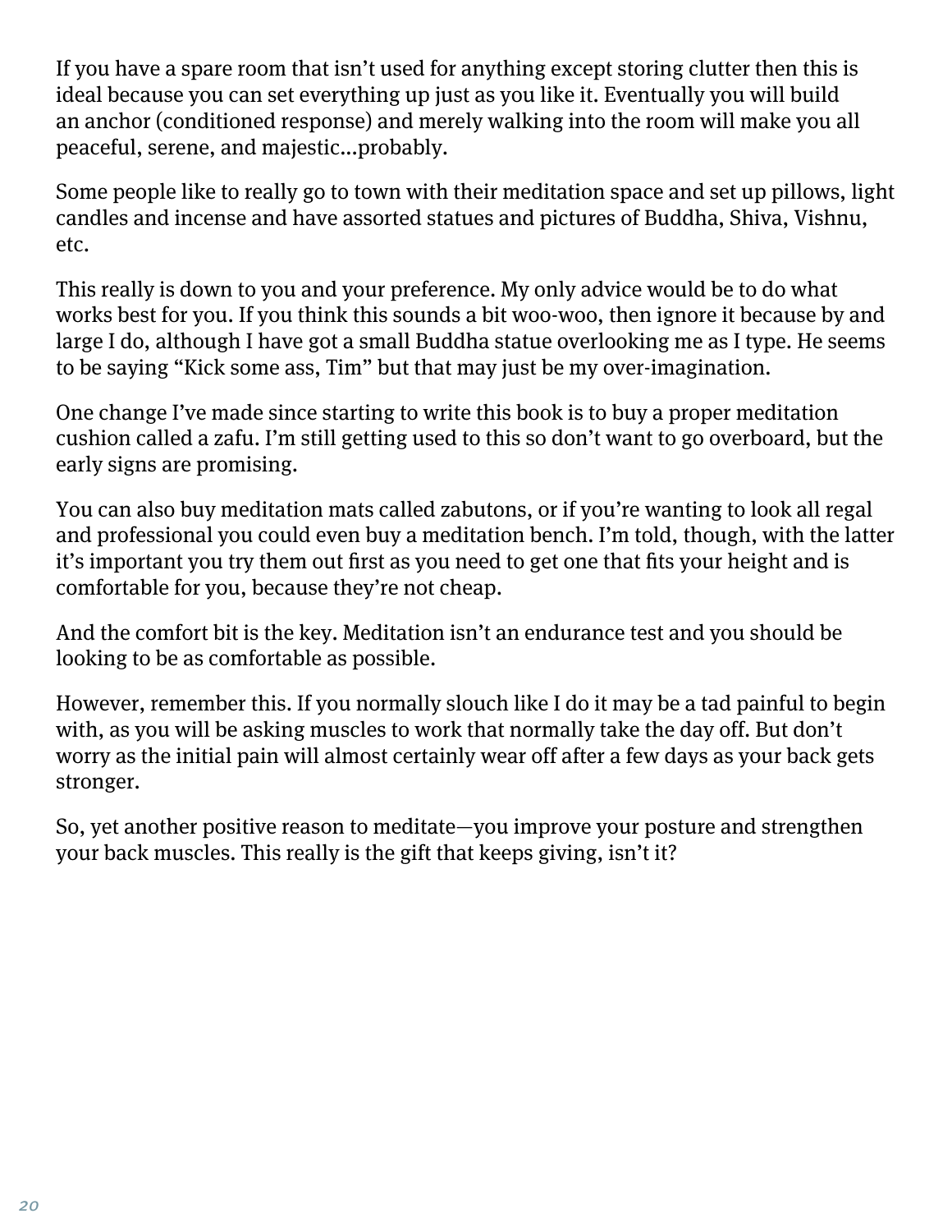If you have a spare room that isn't used for anything except storing clutter then this is ideal because you can set everything up just as you like it. Eventually you will build an anchor (conditioned response) and merely walking into the room will make you all peaceful, serene, and majestic…probably.

Some people like to really go to town with their meditation space and set up pillows, light candles and incense and have assorted statues and pictures of Buddha, Shiva, Vishnu, etc.

This really is down to you and your preference. My only advice would be to do what works best for you. If you think this sounds a bit woo-woo, then ignore it because by and large I do, although I have got a small Buddha statue overlooking me as I type. He seems to be saying "Kick some ass, Tim" but that may just be my over-imagination.

One change I've made since starting to write this book is to buy a proper meditation cushion called a zafu. I'm still getting used to this so don't want to go overboard, but the early signs are promising.

You can also buy meditation mats called zabutons, or if you're wanting to look all regal and professional you could even buy a meditation bench. I'm told, though, with the latter it's important you try them out first as you need to get one that fits your height and is comfortable for you, because they're not cheap.

And the comfort bit is the key. Meditation isn't an endurance test and you should be looking to be as comfortable as possible.

However, remember this. If you normally slouch like I do it may be a tad painful to begin with, as you will be asking muscles to work that normally take the day off. But don't worry as the initial pain will almost certainly wear off after a few days as your back gets stronger.

So, yet another positive reason to meditate—you improve your posture and strengthen your back muscles. This really is the gift that keeps giving, isn't it?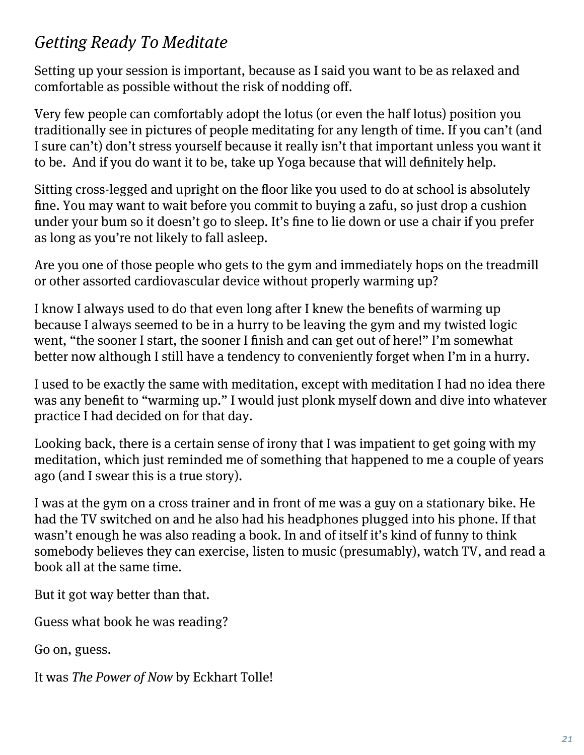## *Getting Ready To Meditate*

Setting up your session is important, because as I said you want to be as relaxed and comfortable as possible without the risk of nodding off.

Very few people can comfortably adopt the lotus (or even the half lotus) position you traditionally see in pictures of people meditating for any length of time. If you can't (and I sure can't) don't stress yourself because it really isn't that important unless you want it to be. And if you do want it to be, take up Yoga because that will definitely help.

Sitting cross-legged and upright on the floor like you used to do at school is absolutely fine. You may want to wait before you commit to buying a zafu, so just drop a cushion under your bum so it doesn't go to sleep. It's fine to lie down or use a chair if you prefer as long as you're not likely to fall asleep.

Are you one of those people who gets to the gym and immediately hops on the treadmill or other assorted cardiovascular device without properly warming up?

I know I always used to do that even long after I knew the benefits of warming up because I always seemed to be in a hurry to be leaving the gym and my twisted logic went, "the sooner I start, the sooner I finish and can get out of here!" I'm somewhat better now although I still have a tendency to conveniently forget when I'm in a hurry.

I used to be exactly the same with meditation, except with meditation I had no idea there was any benefit to "warming up." I would just plonk myself down and dive into whatever practice I had decided on for that day.

Looking back, there is a certain sense of irony that I was impatient to get going with my meditation, which just reminded me of something that happened to me a couple of years ago (and I swear this is a true story).

I was at the gym on a cross trainer and in front of me was a guy on a stationary bike. He had the TV switched on and he also had his headphones plugged into his phone. If that wasn't enough he was also reading a book. In and of itself it's kind of funny to think somebody believes they can exercise, listen to music (presumably), watch TV, and read a book all at the same time.

But it got way better than that.

Guess what book he was reading?

Go on, guess.

It was *The Power of Now* by Eckhart Tolle!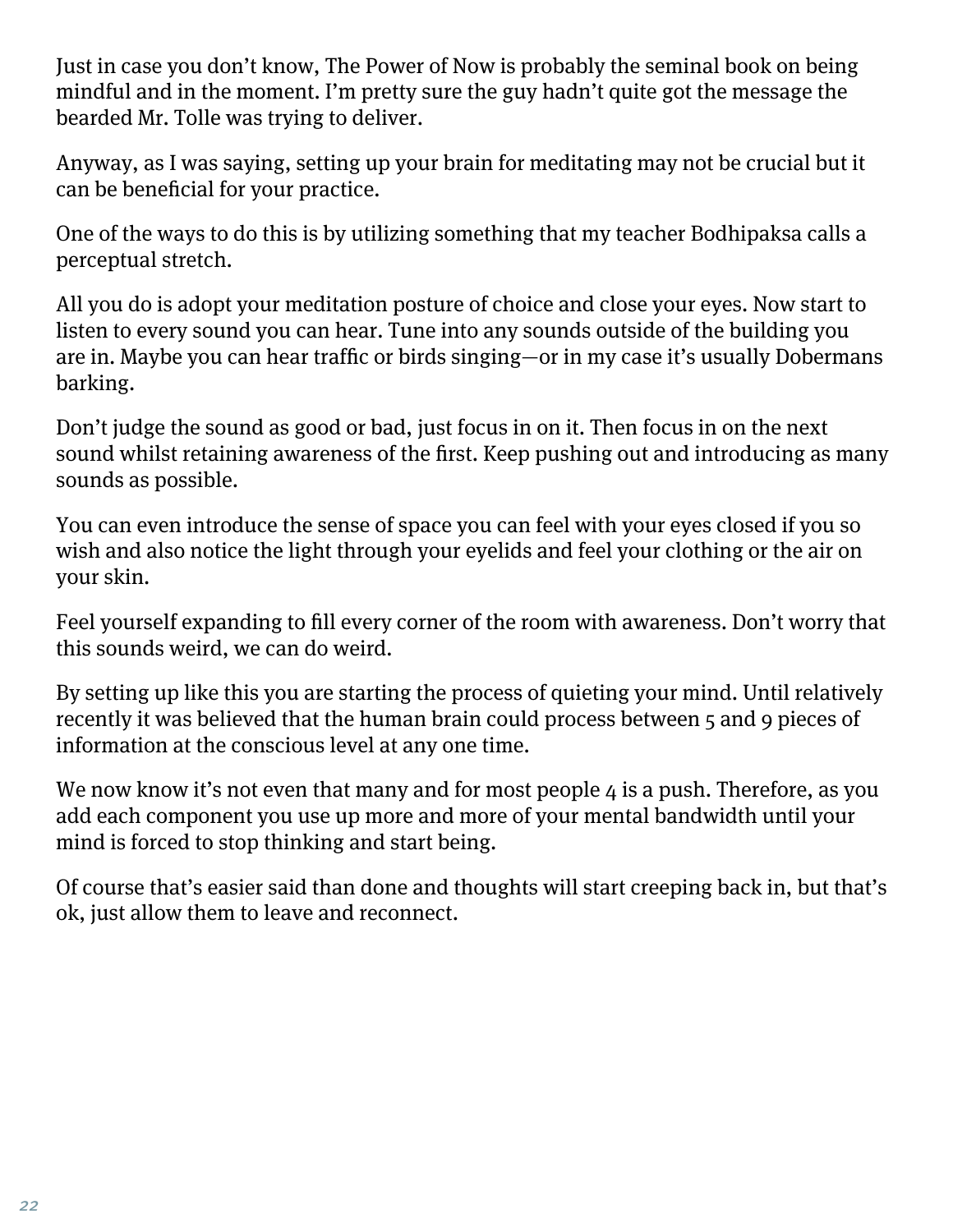Just in case you don't know, The Power of Now is probably the seminal book on being mindful and in the moment. I'm pretty sure the guy hadn't quite got the message the bearded Mr. Tolle was trying to deliver.

Anyway, as I was saying, setting up your brain for meditating may not be crucial but it can be beneficial for your practice.

One of the ways to do this is by utilizing something that my teacher Bodhipaksa calls a perceptual stretch.

All you do is adopt your meditation posture of choice and close your eyes. Now start to listen to every sound you can hear. Tune into any sounds outside of the building you are in. Maybe you can hear traffic or birds singing—or in my case it's usually Dobermans barking.

Don't judge the sound as good or bad, just focus in on it. Then focus in on the next sound whilst retaining awareness of the first. Keep pushing out and introducing as many sounds as possible.

You can even introduce the sense of space you can feel with your eyes closed if you so wish and also notice the light through your eyelids and feel your clothing or the air on your skin.

Feel yourself expanding to fill every corner of the room with awareness. Don't worry that this sounds weird, we can do weird.

By setting up like this you are starting the process of quieting your mind. Until relatively recently it was believed that the human brain could process between 5 and 9 pieces of information at the conscious level at any one time.

We now know it's not even that many and for most people 4 is a push. Therefore, as you add each component you use up more and more of your mental bandwidth until your mind is forced to stop thinking and start being.

Of course that's easier said than done and thoughts will start creeping back in, but that's ok, just allow them to leave and reconnect.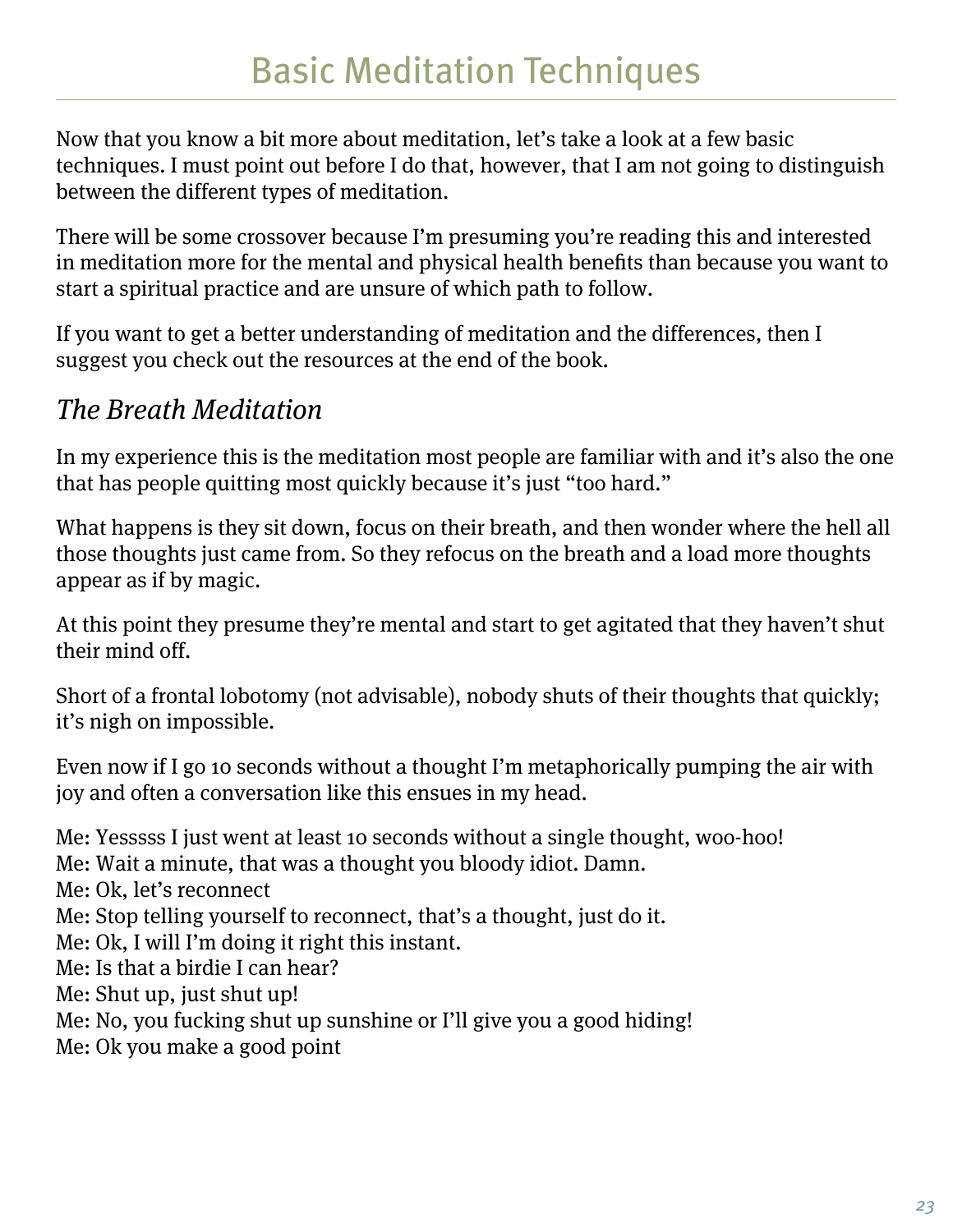# Basic Meditation Techniques

Now that you know a bit more about meditation, let's take a look at a few basic techniques. I must point out before I do that, however, that I am not going to distinguish between the different types of meditation.

There will be some crossover because I'm presuming you're reading this and interested in meditation more for the mental and physical health benefits than because you want to start a spiritual practice and are unsure of which path to follow.

If you want to get a better understanding of meditation and the differences, then I suggest you check out the resources at the end of the book.

## *The Breath Meditation*

In my experience this is the meditation most people are familiar with and it's also the one that has people quitting most quickly because it's just "too hard."

What happens is they sit down, focus on their breath, and then wonder where the hell all those thoughts just came from. So they refocus on the breath and a load more thoughts appear as if by magic.

At this point they presume they're mental and start to get agitated that they haven't shut their mind off.

Short of a frontal lobotomy (not advisable), nobody shuts of their thoughts that quickly; it's nigh on impossible.

Even now if I go 10 seconds without a thought I'm metaphorically pumping the air with joy and often a conversation like this ensues in my head.

Me: Yesssss I just went at least 10 seconds without a single thought, woo-hoo!
Me: Wait a minute, that was a thought you bloody idiot. Damn.
Me: Ok, let's reconnect
Me: Stop telling yourself to reconnect, that's a thought, just do it.
Me: Ok, I will I'm doing it right this instant.
Me: Is that a birdie I can hear?
Me: Shut up, just shut up!
Me: No, you fucking shut up sunshine or I'll give you a good hiding!
Me: Ok you make a good point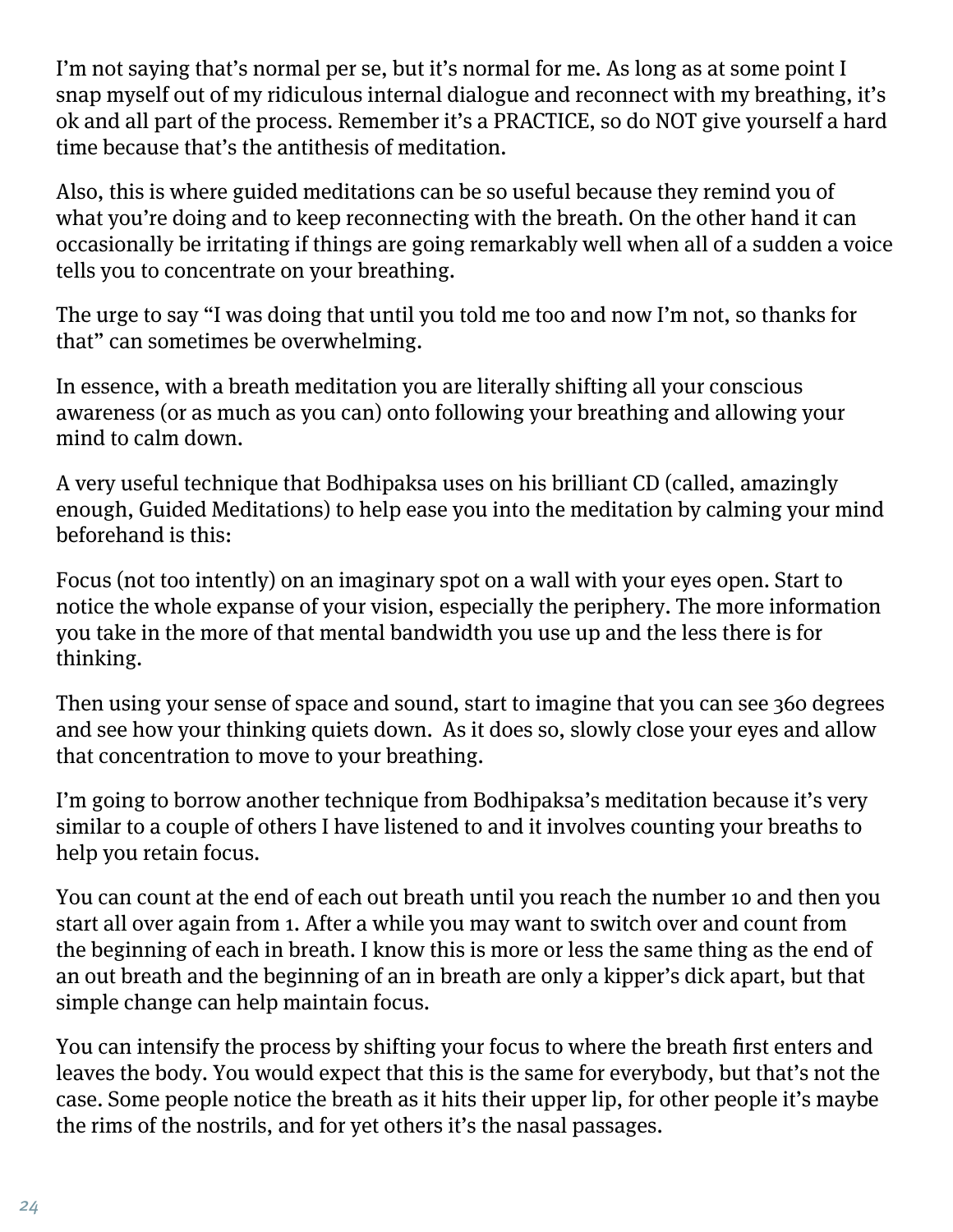I'm not saying that's normal per se, but it's normal for me. As long as at some point I snap myself out of my ridiculous internal dialogue and reconnect with my breathing, it's ok and all part of the process. Remember it's a PRACTICE, so do NOT give yourself a hard time because that's the antithesis of meditation.

Also, this is where guided meditations can be so useful because they remind you of what you're doing and to keep reconnecting with the breath. On the other hand it can occasionally be irritating if things are going remarkably well when all of a sudden a voice tells you to concentrate on your breathing.

The urge to say "I was doing that until you told me too and now I'm not, so thanks for that" can sometimes be overwhelming.

In essence, with a breath meditation you are literally shifting all your conscious awareness (or as much as you can) onto following your breathing and allowing your mind to calm down.

A very useful technique that Bodhipaksa uses on his brilliant CD (called, amazingly enough, Guided Meditations) to help ease you into the meditation by calming your mind beforehand is this:

Focus (not too intently) on an imaginary spot on a wall with your eyes open. Start to notice the whole expanse of your vision, especially the periphery. The more information you take in the more of that mental bandwidth you use up and the less there is for thinking.

Then using your sense of space and sound, start to imagine that you can see 360 degrees and see how your thinking quiets down. As it does so, slowly close your eyes and allow that concentration to move to your breathing.

I'm going to borrow another technique from Bodhipaksa's meditation because it's very similar to a couple of others I have listened to and it involves counting your breaths to help you retain focus.

You can count at the end of each out breath until you reach the number 10 and then you start all over again from 1. After a while you may want to switch over and count from the beginning of each in breath. I know this is more or less the same thing as the end of an out breath and the beginning of an in breath are only a kipper's dick apart, but that simple change can help maintain focus.

You can intensify the process by shifting your focus to where the breath first enters and leaves the body. You would expect that this is the same for everybody, but that's not the case. Some people notice the breath as it hits their upper lip, for other people it's maybe the rims of the nostrils, and for yet others it's the nasal passages.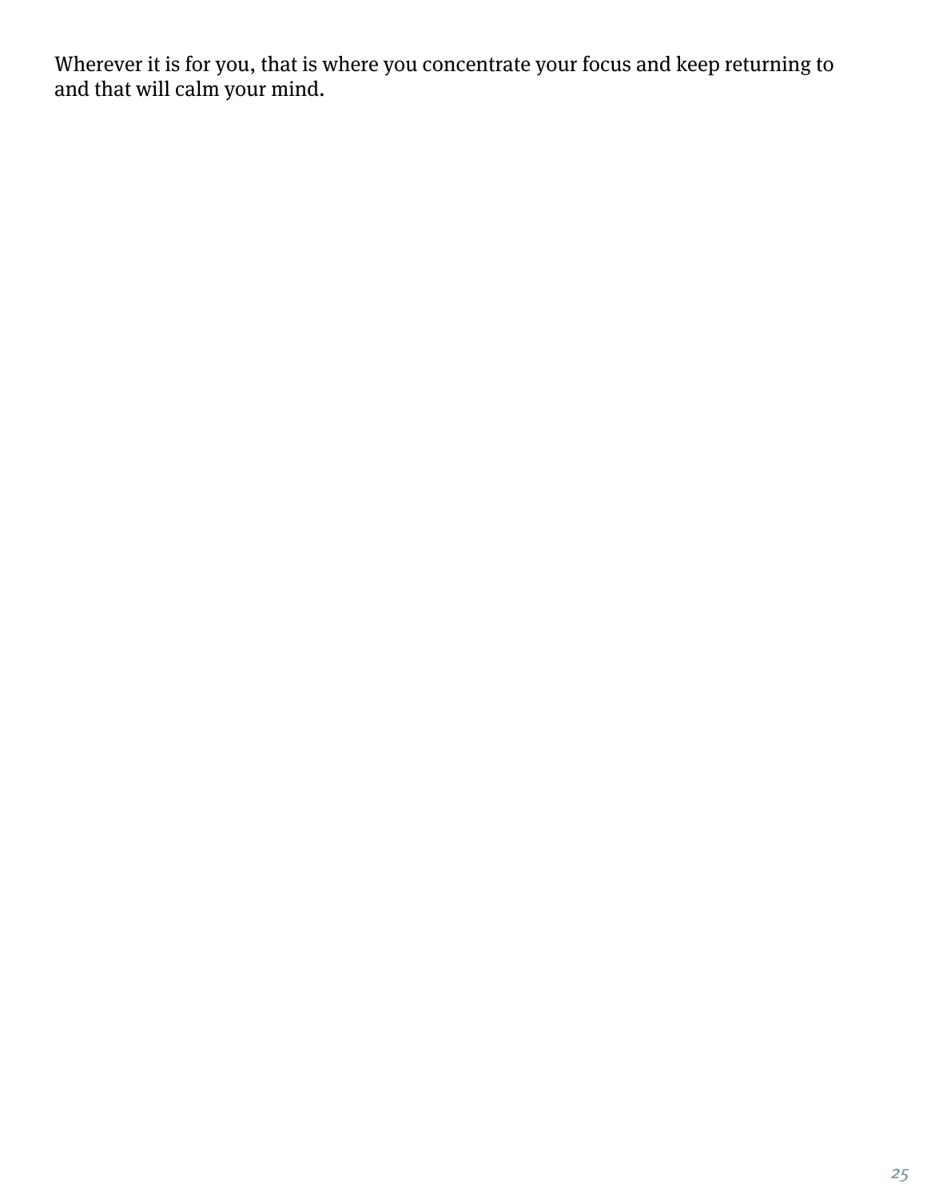Wherever it is for you, that is where you concentrate your focus and keep returning to and that will calm your mind.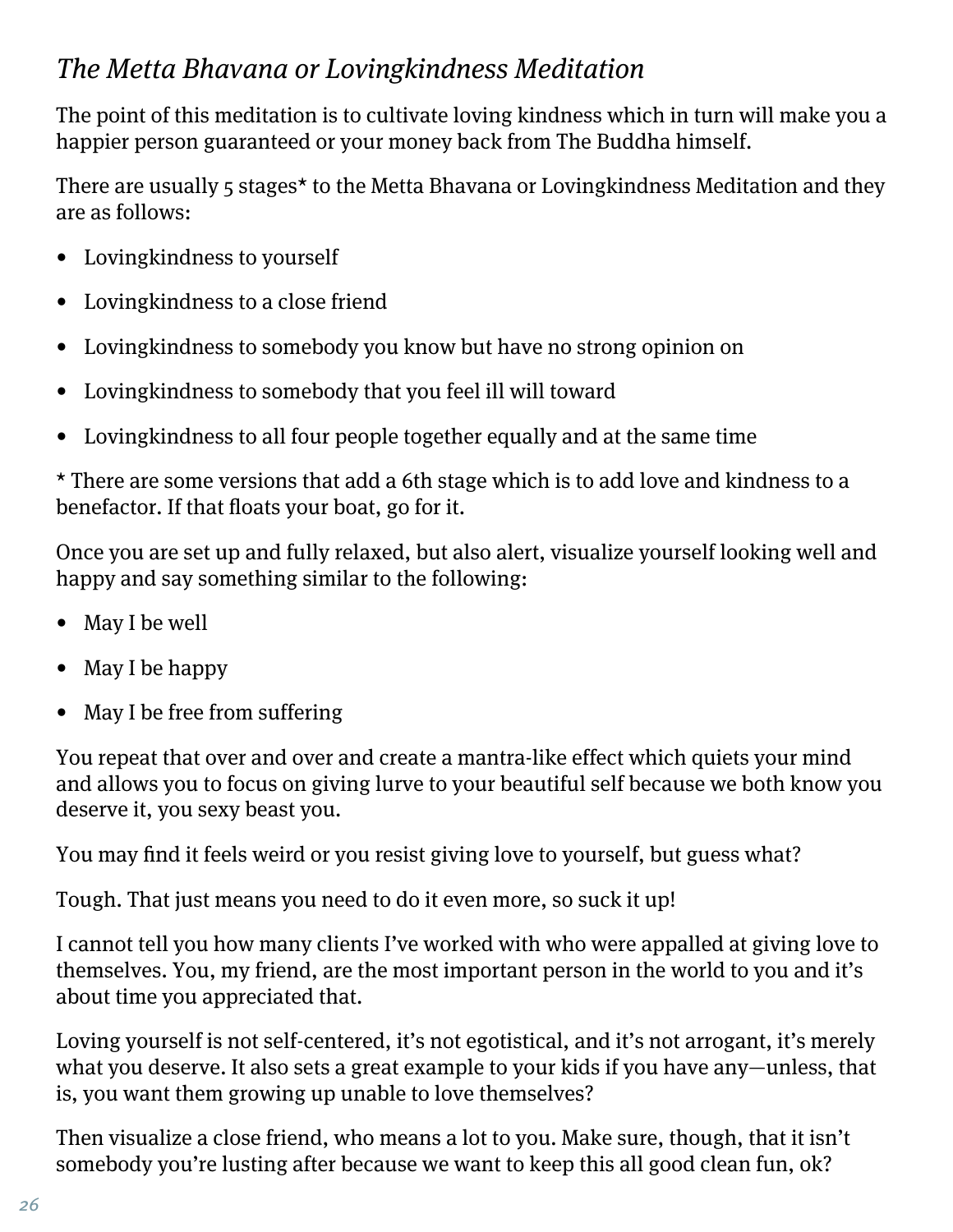## *The Metta Bhavana or Lovingkindness Meditation*

The point of this meditation is to cultivate loving kindness which in turn will make you a happier person guaranteed or your money back from The Buddha himself.

There are usually 5 stages* to the Metta Bhavana or Lovingkindness Meditation and they are as follows:

- Lovingkindness to yourself
- Lovingkindness to a close friend
- Lovingkindness to somebody you know but have no strong opinion on
- Lovingkindness to somebody that you feel ill will toward
- Lovingkindness to all four people together equally and at the same time

* There are some versions that add a 6th stage which is to add love and kindness to a benefactor. If that floats your boat, go for it.

Once you are set up and fully relaxed, but also alert, visualize yourself looking well and happy and say something similar to the following:

- May I be well
- May I be happy
- May I be free from suffering

You repeat that over and over and create a mantra-like effect which quiets your mind and allows you to focus on giving lurve to your beautiful self because we both know you deserve it, you sexy beast you.

You may find it feels weird or you resist giving love to yourself, but guess what?

Tough. That just means you need to do it even more, so suck it up!

I cannot tell you how many clients I've worked with who were appalled at giving love to themselves. You, my friend, are the most important person in the world to you and it's about time you appreciated that.

Loving yourself is not self-centered, it's not egotistical, and it's not arrogant, it's merely what you deserve. It also sets a great example to your kids if you have any—unless, that is, you want them growing up unable to love themselves?

Then visualize a close friend, who means a lot to you. Make sure, though, that it isn't somebody you're lusting after because we want to keep this all good clean fun, ok?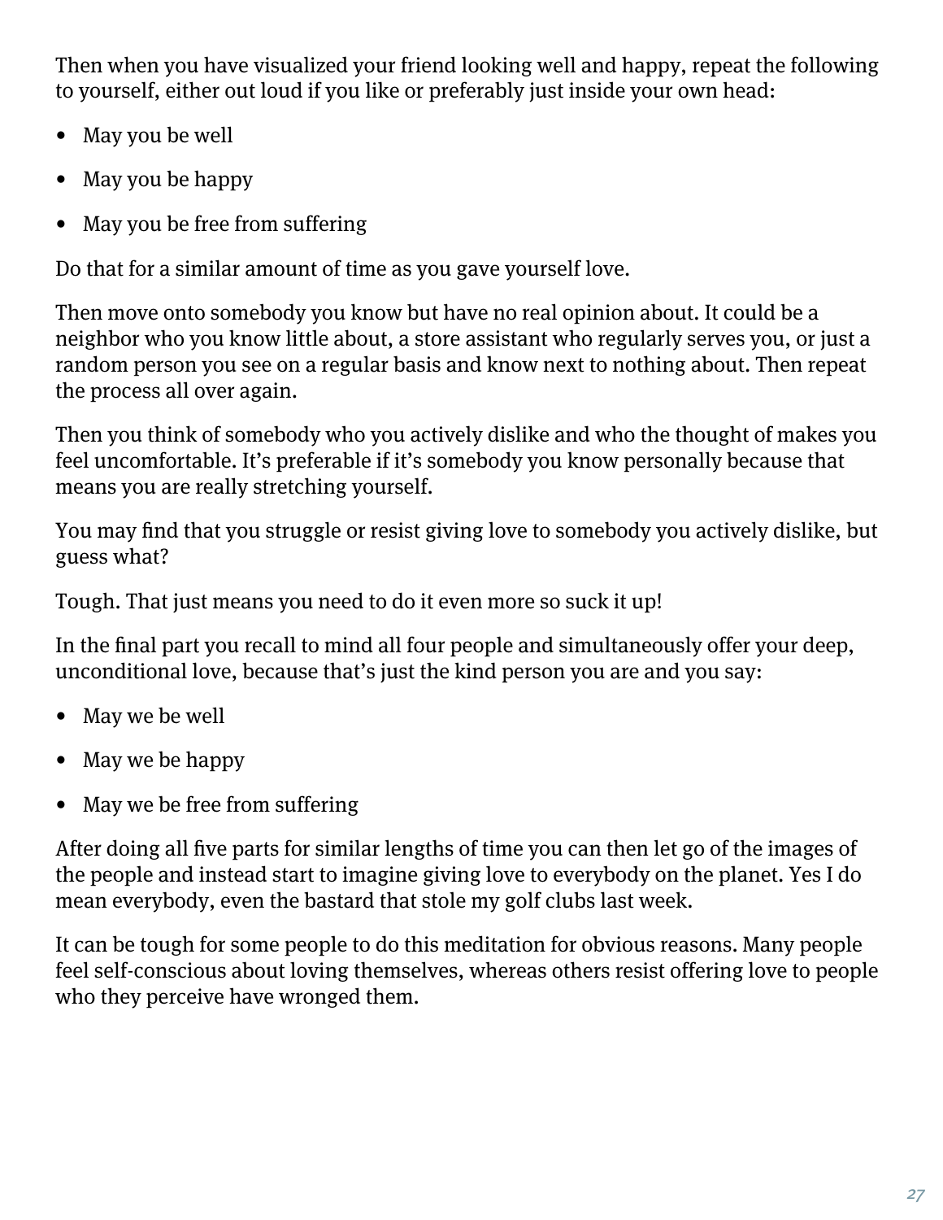Then when you have visualized your friend looking well and happy, repeat the following to yourself, either out loud if you like or preferably just inside your own head:

- May you be well
- May you be happy
- May you be free from suffering

Do that for a similar amount of time as you gave yourself love.

Then move onto somebody you know but have no real opinion about. It could be a neighbor who you know little about, a store assistant who regularly serves you, or just a random person you see on a regular basis and know next to nothing about. Then repeat the process all over again.

Then you think of somebody who you actively dislike and who the thought of makes you feel uncomfortable. It's preferable if it's somebody you know personally because that means you are really stretching yourself.

You may find that you struggle or resist giving love to somebody you actively dislike, but guess what?

Tough. That just means you need to do it even more so suck it up!

In the final part you recall to mind all four people and simultaneously offer your deep, unconditional love, because that's just the kind person you are and you say:

- May we be well
- May we be happy
- May we be free from suffering

After doing all five parts for similar lengths of time you can then let go of the images of the people and instead start to imagine giving love to everybody on the planet. Yes I do mean everybody, even the bastard that stole my golf clubs last week.

It can be tough for some people to do this meditation for obvious reasons. Many people feel self-conscious about loving themselves, whereas others resist offering love to people who they perceive have wronged them.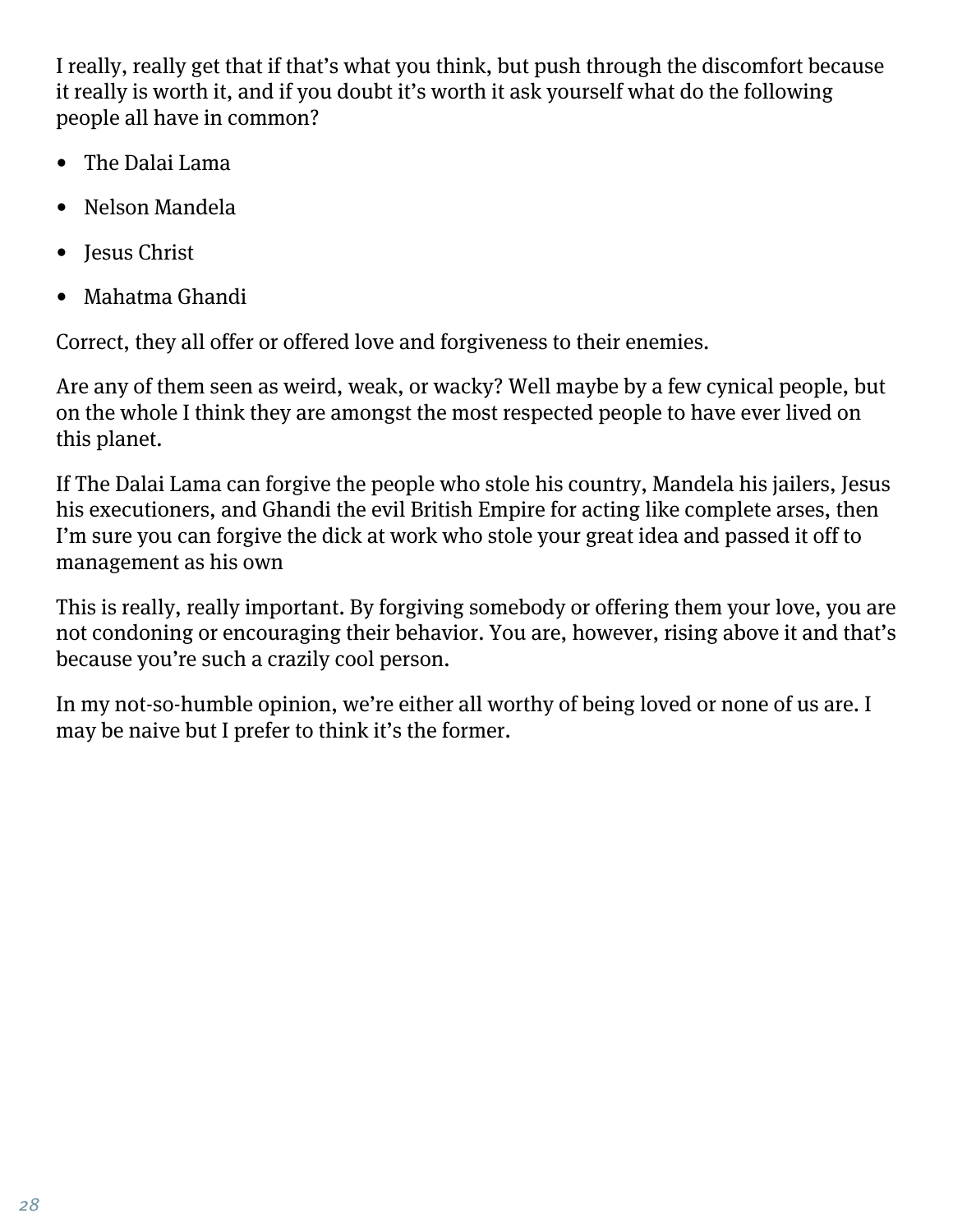I really, really get that if that's what you think, but push through the discomfort because it really is worth it, and if you doubt it's worth it ask yourself what do the following people all have in common?

- The Dalai Lama
- Nelson Mandela
- Jesus Christ
- Mahatma Ghandi

Correct, they all offer or offered love and forgiveness to their enemies.

Are any of them seen as weird, weak, or wacky? Well maybe by a few cynical people, but on the whole I think they are amongst the most respected people to have ever lived on this planet.

If The Dalai Lama can forgive the people who stole his country, Mandela his jailers, Jesus his executioners, and Ghandi the evil British Empire for acting like complete arses, then I'm sure you can forgive the dick at work who stole your great idea and passed it off to management as his own

This is really, really important. By forgiving somebody or offering them your love, you are not condoning or encouraging their behavior. You are, however, rising above it and that's because you're such a crazily cool person.

In my not-so-humble opinion, we're either all worthy of being loved or none of us are. I may be naive but I prefer to think it's the former.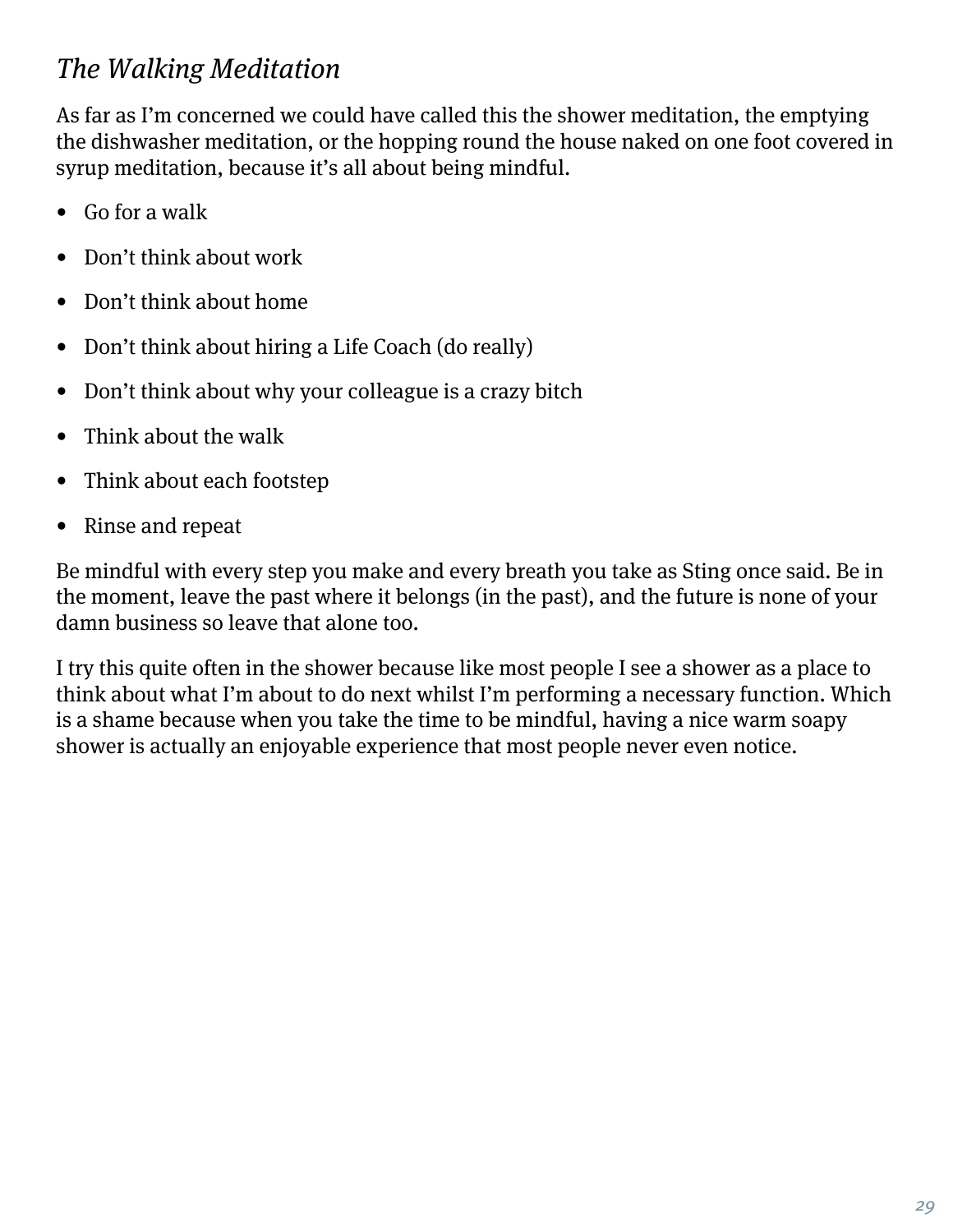### *The Walking Meditation*

As far as I'm concerned we could have called this the shower meditation, the emptying the dishwasher meditation, or the hopping round the house naked on one foot covered in syrup meditation, because it's all about being mindful.

- Go for a walk
- Don't think about work
- Don't think about home
- Don't think about hiring a Life Coach (do really)
- Don't think about why your colleague is a crazy bitch
- Think about the walk
- Think about each footstep
- Rinse and repeat

Be mindful with every step you make and every breath you take as Sting once said. Be in the moment, leave the past where it belongs (in the past), and the future is none of your damn business so leave that alone too.

I try this quite often in the shower because like most people I see a shower as a place to think about what I'm about to do next whilst I'm performing a necessary function. Which is a shame because when you take the time to be mindful, having a nice warm soapy shower is actually an enjoyable experience that most people never even notice.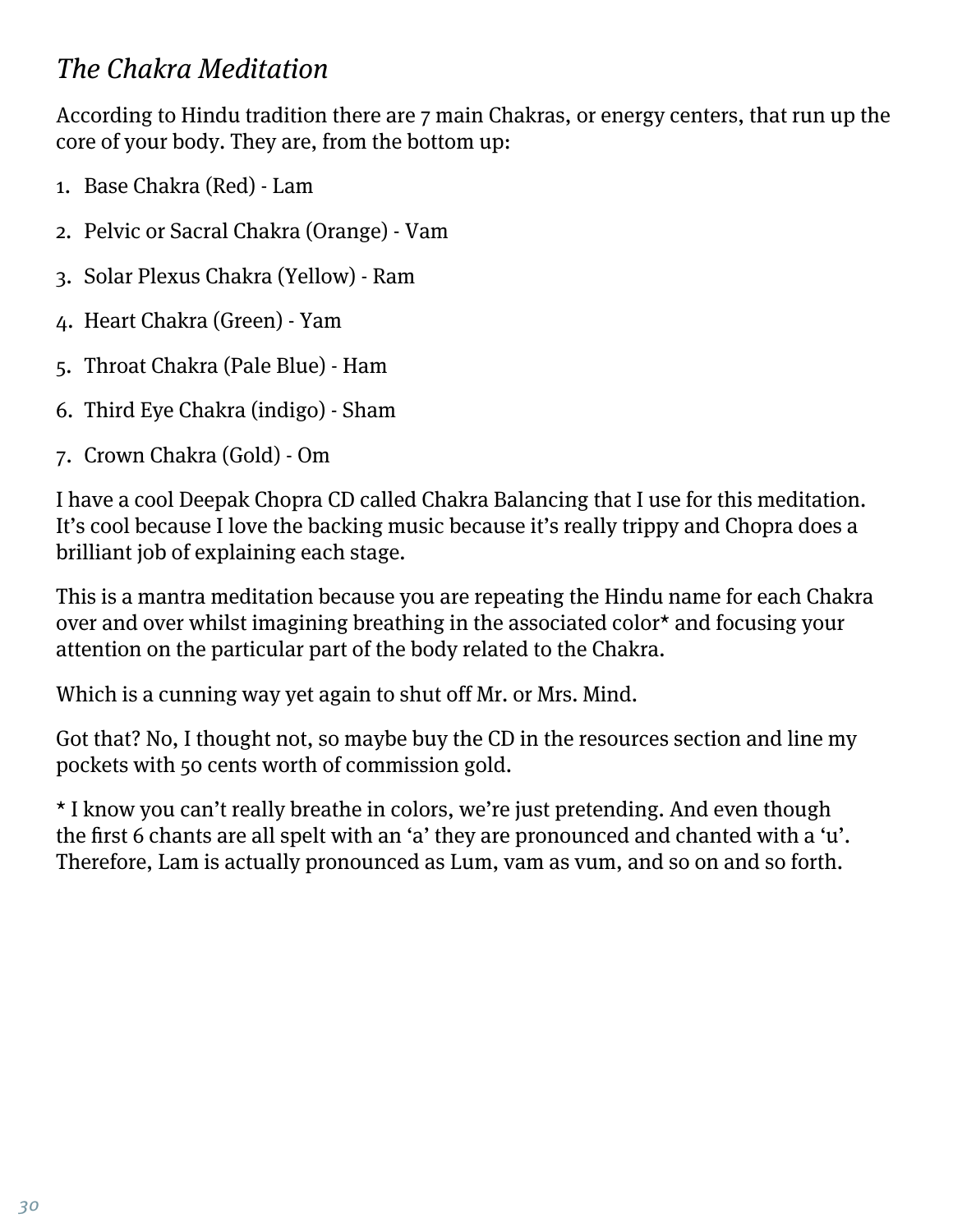*The Chakra Meditation*

According to Hindu tradition there are 7 main Chakras, or energy centers, that run up the core of your body. They are, from the bottom up:

1. Base Chakra (Red) - Lam
2. Pelvic or Sacral Chakra (Orange) - Vam
3. Solar Plexus Chakra (Yellow) - Ram
4. Heart Chakra (Green) - Yam
5. Throat Chakra (Pale Blue) - Ham
6. Third Eye Chakra (indigo) - Sham
7. Crown Chakra (Gold) - Om

I have a cool Deepak Chopra CD called Chakra Balancing that I use for this meditation. It's cool because I love the backing music because it's really trippy and Chopra does a brilliant job of explaining each stage.

This is a mantra meditation because you are repeating the Hindu name for each Chakra over and over whilst imagining breathing in the associated color* and focusing your attention on the particular part of the body related to the Chakra.

Which is a cunning way yet again to shut off Mr. or Mrs. Mind.

Got that? No, I thought not, so maybe buy the CD in the resources section and line my pockets with 50 cents worth of commission gold.

* I know you can't really breathe in colors, we're just pretending. And even though the first 6 chants are all spelt with an 'a' they are pronounced and chanted with a 'u'. Therefore, Lam is actually pronounced as Lum, vam as vum, and so on and so forth.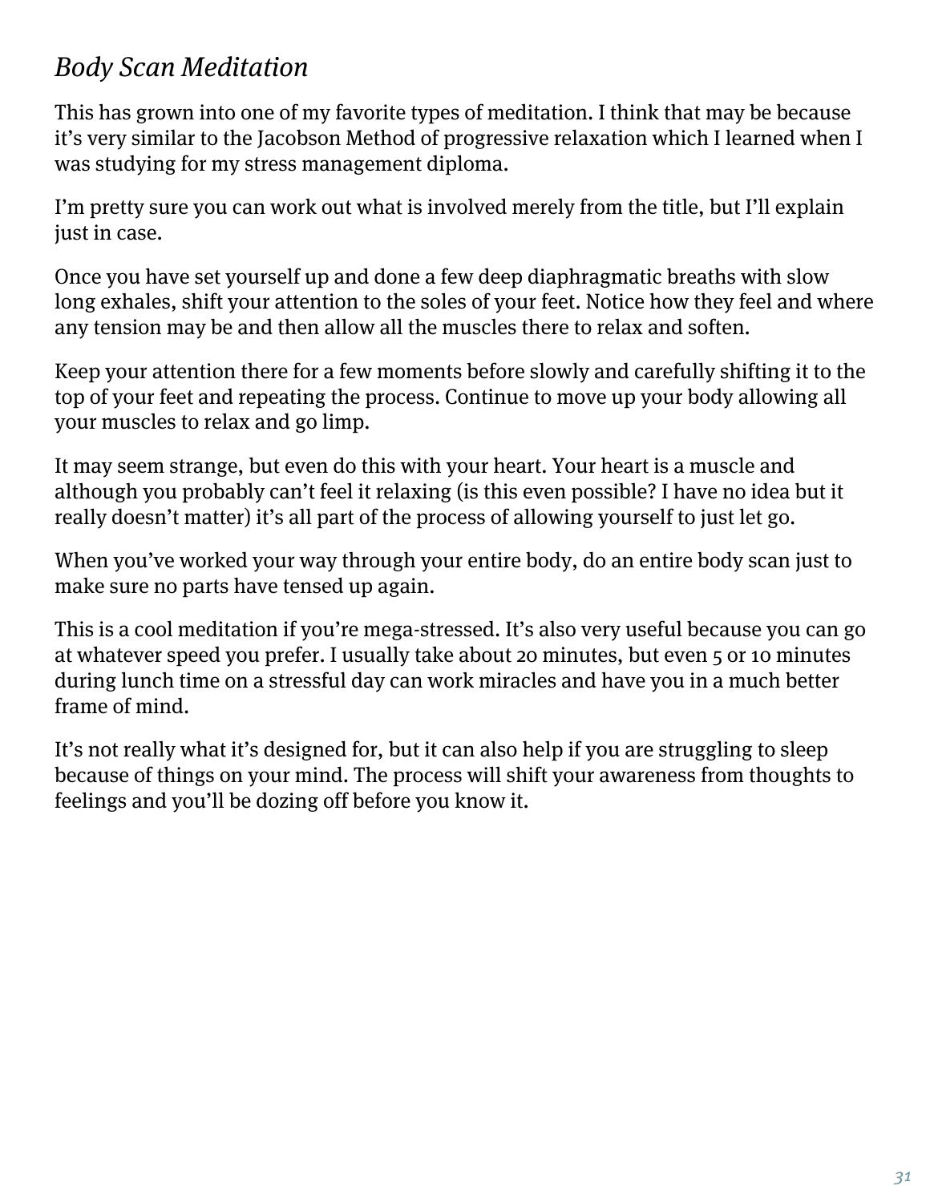### *Body Scan Meditation*

This has grown into one of my favorite types of meditation. I think that may be because it's very similar to the Jacobson Method of progressive relaxation which I learned when I was studying for my stress management diploma.

I'm pretty sure you can work out what is involved merely from the title, but I'll explain just in case.

Once you have set yourself up and done a few deep diaphragmatic breaths with slow long exhales, shift your attention to the soles of your feet. Notice how they feel and where any tension may be and then allow all the muscles there to relax and soften.

Keep your attention there for a few moments before slowly and carefully shifting it to the top of your feet and repeating the process. Continue to move up your body allowing all your muscles to relax and go limp.

It may seem strange, but even do this with your heart. Your heart is a muscle and although you probably can't feel it relaxing (is this even possible? I have no idea but it really doesn't matter) it's all part of the process of allowing yourself to just let go.

When you've worked your way through your entire body, do an entire body scan just to make sure no parts have tensed up again.

This is a cool meditation if you're mega-stressed. It's also very useful because you can go at whatever speed you prefer. I usually take about 20 minutes, but even 5 or 10 minutes during lunch time on a stressful day can work miracles and have you in a much better frame of mind.

It's not really what it's designed for, but it can also help if you are struggling to sleep because of things on your mind. The process will shift your awareness from thoughts to feelings and you'll be dozing off before you know it.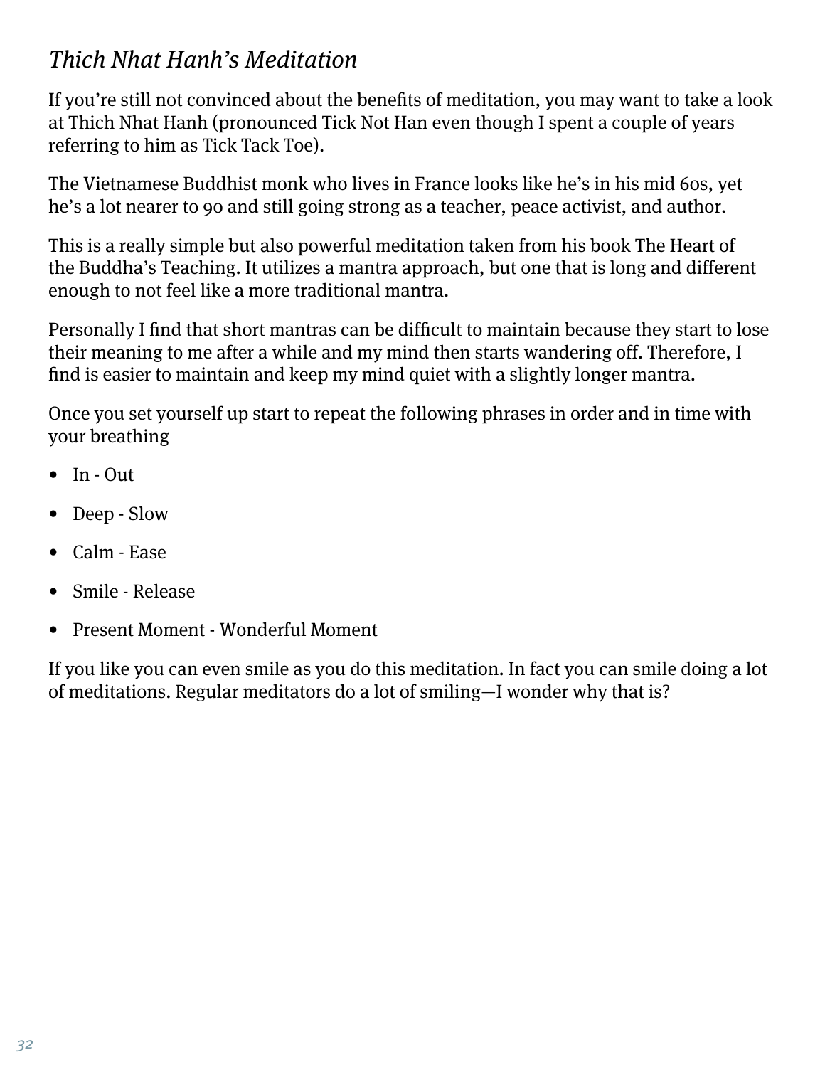## *Thich Nhat Hanh's Meditation*

If you're still not convinced about the benefits of meditation, you may want to take a look at Thich Nhat Hanh (pronounced Tick Not Han even though I spent a couple of years referring to him as Tick Tack Toe).

The Vietnamese Buddhist monk who lives in France looks like he's in his mid 60s, yet he's a lot nearer to 90 and still going strong as a teacher, peace activist, and author.

This is a really simple but also powerful meditation taken from his book The Heart of the Buddha's Teaching. It utilizes a mantra approach, but one that is long and different enough to not feel like a more traditional mantra.

Personally I find that short mantras can be difficult to maintain because they start to lose their meaning to me after a while and my mind then starts wandering off. Therefore, I find is easier to maintain and keep my mind quiet with a slightly longer mantra.

Once you set yourself up start to repeat the following phrases in order and in time with your breathing

- In - Out
- Deep - Slow
- Calm - Ease
- Smile - Release
- Present Moment - Wonderful Moment

If you like you can even smile as you do this meditation. In fact you can smile doing a lot of meditations. Regular meditators do a lot of smiling—I wonder why that is?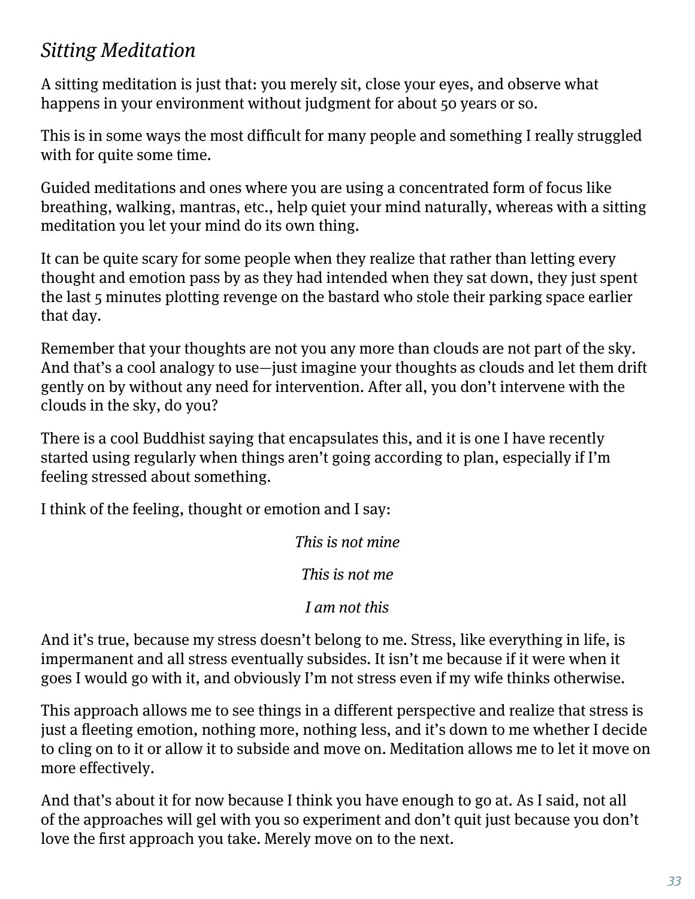### *Sitting Meditation*

A sitting meditation is just that: you merely sit, close your eyes, and observe what happens in your environment without judgment for about 50 years or so.

This is in some ways the most difficult for many people and something I really struggled with for quite some time.

Guided meditations and ones where you are using a concentrated form of focus like breathing, walking, mantras, etc., help quiet your mind naturally, whereas with a sitting meditation you let your mind do its own thing.

It can be quite scary for some people when they realize that rather than letting every thought and emotion pass by as they had intended when they sat down, they just spent the last 5 minutes plotting revenge on the bastard who stole their parking space earlier that day.

Remember that your thoughts are not you any more than clouds are not part of the sky. And that's a cool analogy to use—just imagine your thoughts as clouds and let them drift gently on by without any need for intervention. After all, you don't intervene with the clouds in the sky, do you?

There is a cool Buddhist saying that encapsulates this, and it is one I have recently started using regularly when things aren't going according to plan, especially if I'm feeling stressed about something.

I think of the feeling, thought or emotion and I say:

*This is not mine*

*This is not me*

*I am not this*

And it's true, because my stress doesn't belong to me. Stress, like everything in life, is impermanent and all stress eventually subsides. It isn't me because if it were when it goes I would go with it, and obviously I'm not stress even if my wife thinks otherwise.

This approach allows me to see things in a different perspective and realize that stress is just a fleeting emotion, nothing more, nothing less, and it's down to me whether I decide to cling on to it or allow it to subside and move on. Meditation allows me to let it move on more effectively.

And that's about it for now because I think you have enough to go at. As I said, not all of the approaches will gel with you so experiment and don't quit just because you don't love the first approach you take. Merely move on to the next.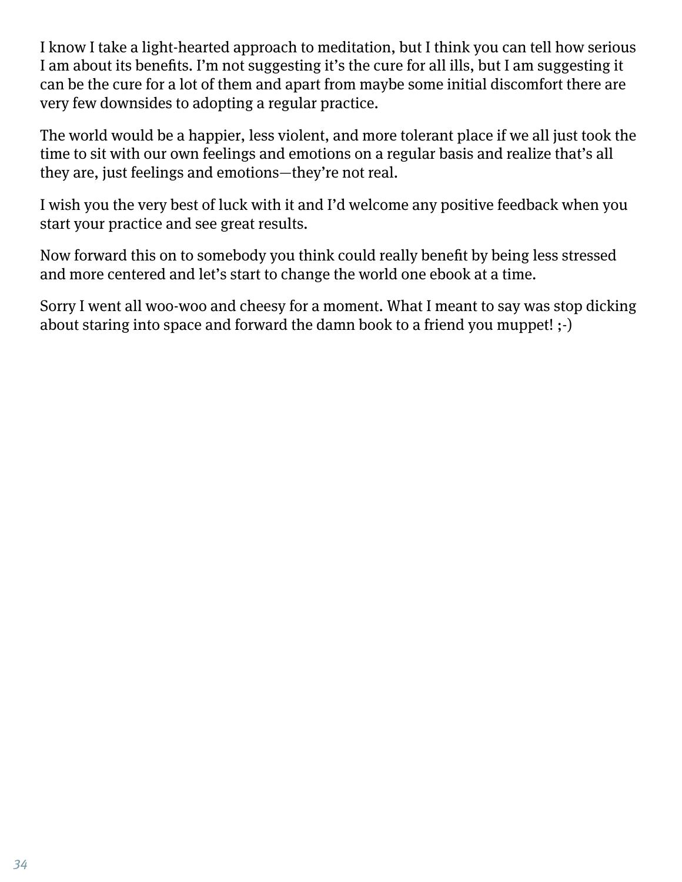I know I take a light-hearted approach to meditation, but I think you can tell how serious I am about its benefits. I'm not suggesting it's the cure for all ills, but I am suggesting it can be the cure for a lot of them and apart from maybe some initial discomfort there are very few downsides to adopting a regular practice.

The world would be a happier, less violent, and more tolerant place if we all just took the time to sit with our own feelings and emotions on a regular basis and realize that's all they are, just feelings and emotions—they're not real.

I wish you the very best of luck with it and I'd welcome any positive feedback when you start your practice and see great results.

Now forward this on to somebody you think could really benefit by being less stressed and more centered and let's start to change the world one ebook at a time.

Sorry I went all woo-woo and cheesy for a moment. What I meant to say was stop dicking about staring into space and forward the damn book to a friend you muppet! ;-)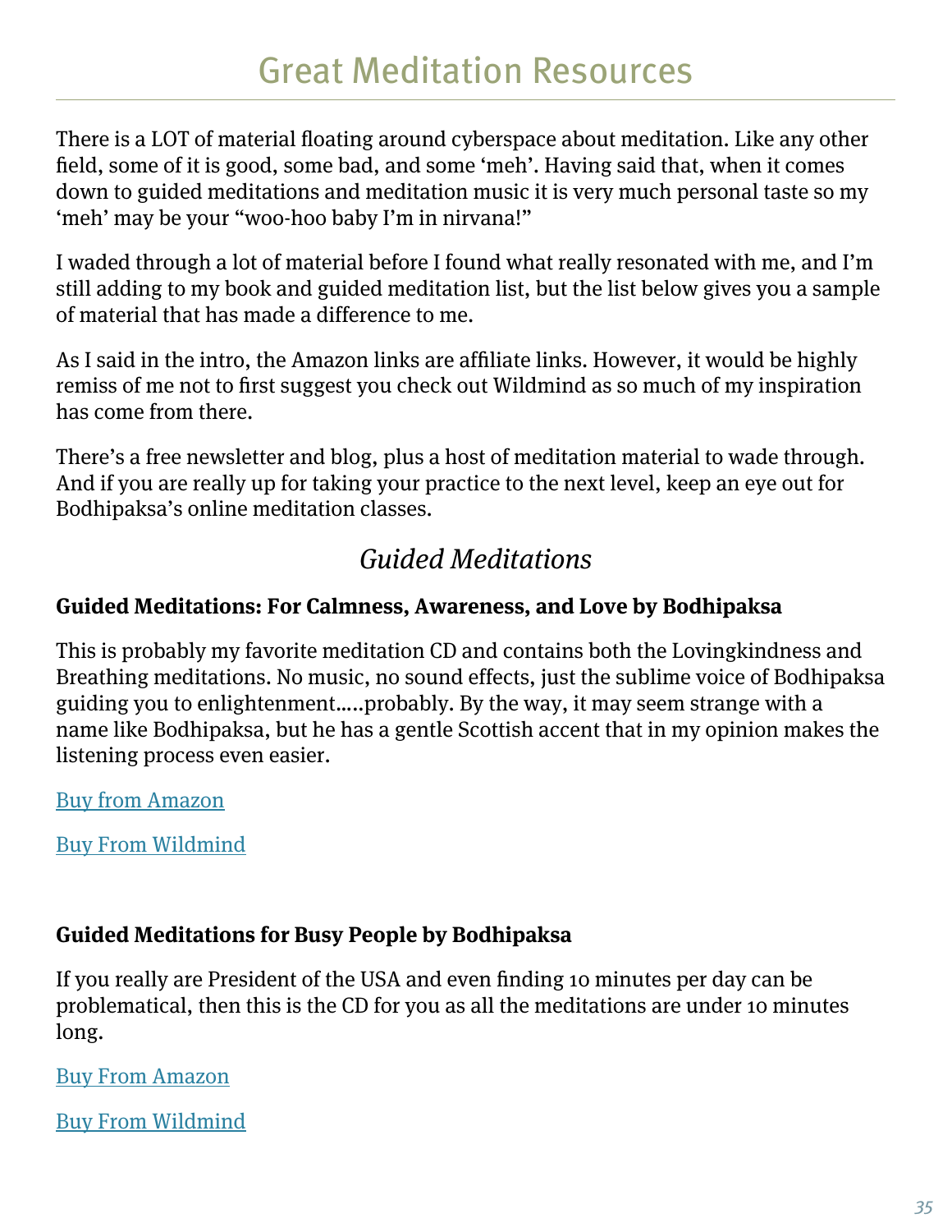# Great Meditation Resources

There is a LOT of material floating around cyberspace about meditation. Like any other field, some of it is good, some bad, and some 'meh'. Having said that, when it comes down to guided meditations and meditation music it is very much personal taste so my 'meh' may be your "woo-hoo baby I'm in nirvana!"

I waded through a lot of material before I found what really resonated with me, and I'm still adding to my book and guided meditation list, but the list below gives you a sample of material that has made a difference to me.

As I said in the intro, the Amazon links are affiliate links. However, it would be highly remiss of me not to first suggest you check out Wildmind as so much of my inspiration has come from there.

There's a free newsletter and blog, plus a host of meditation material to wade through. And if you are really up for taking your practice to the next level, keep an eye out for Bodhipaksa's online meditation classes.

## *Guided Meditations*

**Guided Meditations: For Calmness, Awareness, and Love by Bodhipaksa**

This is probably my favorite meditation CD and contains both the Lovingkindness and Breathing meditations. No music, no sound effects, just the sublime voice of Bodhipaksa guiding you to enlightenment.....probably. By the way, it may seem strange with a name like Bodhipaksa, but he has a gentle Scottish accent that in my opinion makes the listening process even easier.

Buy from Amazon

Buy From Wildmind

**Guided Meditations for Busy People by Bodhipaksa**

If you really are President of the USA and even finding 10 minutes per day can be problematical, then this is the CD for you as all the meditations are under 10 minutes long.

Buy From Amazon

Buy From Wildmind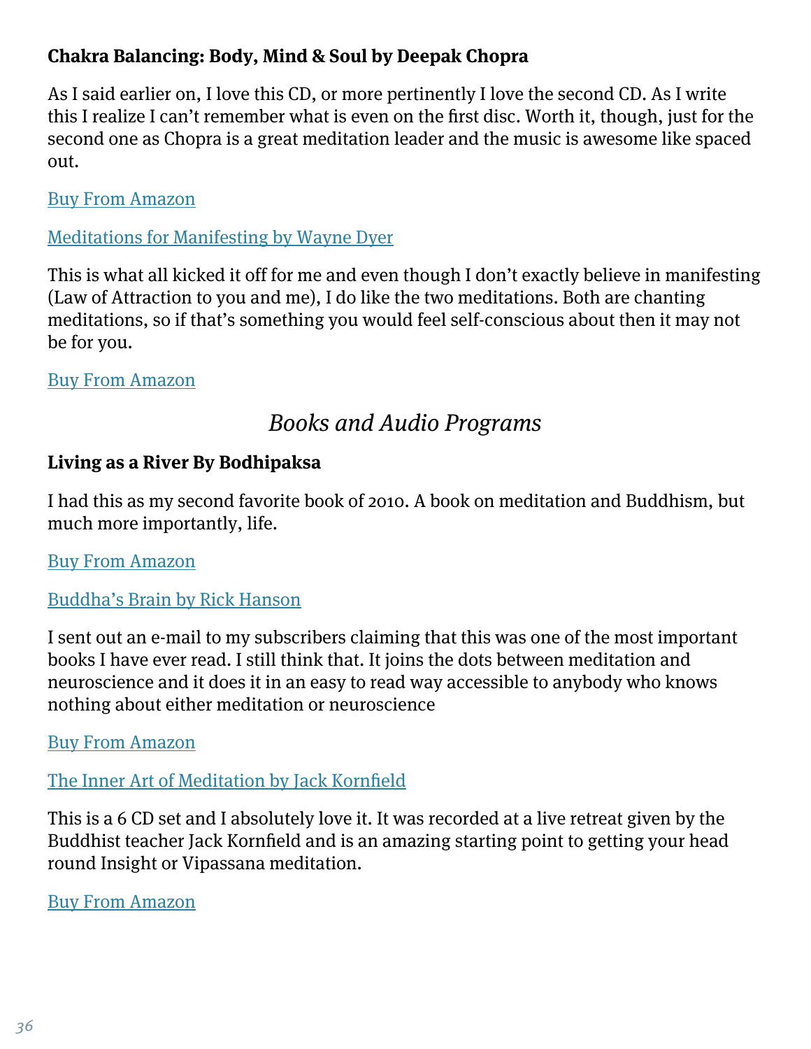**Chakra Balancing: Body, Mind & Soul by Deepak Chopra**

As I said earlier on, I love this CD, or more pertinently I love the second CD. As I write this I realize I can't remember what is even on the first disc. Worth it, though, just for the second one as Chopra is a great meditation leader and the music is awesome like spaced out.

Buy From Amazon

Meditations for Manifesting by Wayne Dyer

This is what all kicked it off for me and even though I don't exactly believe in manifesting (Law of Attraction to you and me), I do like the two meditations. Both are chanting meditations, so if that's something you would feel self-conscious about then it may not be for you.

Buy From Amazon

## *Books and Audio Programs*

**Living as a River By Bodhipaksa**

I had this as my second favorite book of 2010. A book on meditation and Buddhism, but much more importantly, life.

Buy From Amazon

Buddha's Brain by Rick Hanson

I sent out an e-mail to my subscribers claiming that this was one of the most important books I have ever read. I still think that. It joins the dots between meditation and neuroscience and it does it in an easy to read way accessible to anybody who knows nothing about either meditation or neuroscience

Buy From Amazon

The Inner Art of Meditation by Jack Kornfield

This is a 6 CD set and I absolutely love it. It was recorded at a live retreat given by the Buddhist teacher Jack Kornfield and is an amazing starting point to getting your head round Insight or Vipassana meditation.

Buy From Amazon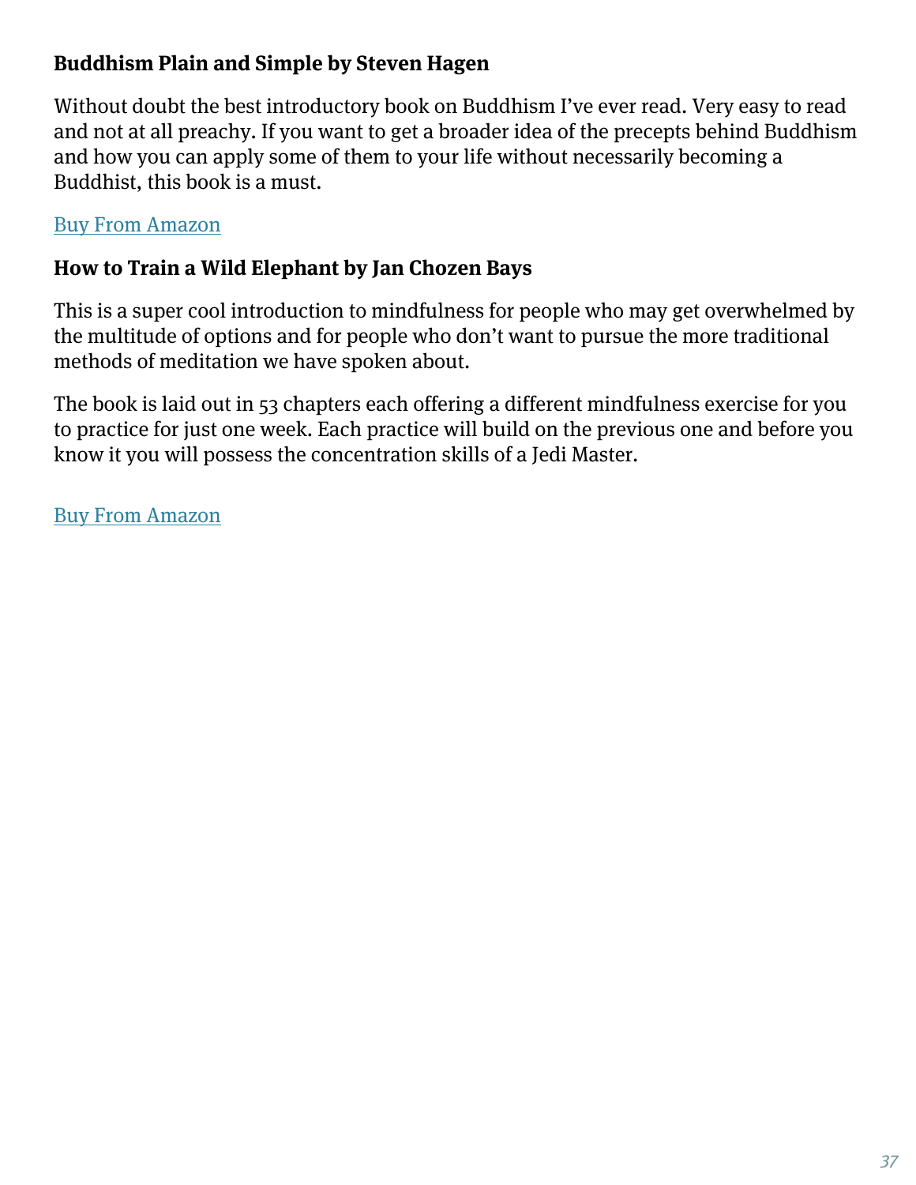**Buddhism Plain and Simple by Steven Hagen**

Without doubt the best introductory book on Buddhism I've ever read. Very easy to read and not at all preachy. If you want to get a broader idea of the precepts behind Buddhism and how you can apply some of them to your life without necessarily becoming a Buddhist, this book is a must.

Buy From Amazon

**How to Train a Wild Elephant by Jan Chozen Bays**

This is a super cool introduction to mindfulness for people who may get overwhelmed by the multitude of options and for people who don't want to pursue the more traditional methods of meditation we have spoken about.

The book is laid out in 53 chapters each offering a different mindfulness exercise for you to practice for just one week. Each practice will build on the previous one and before you know it you will possess the concentration skills of a Jedi Master.

Buy From Amazon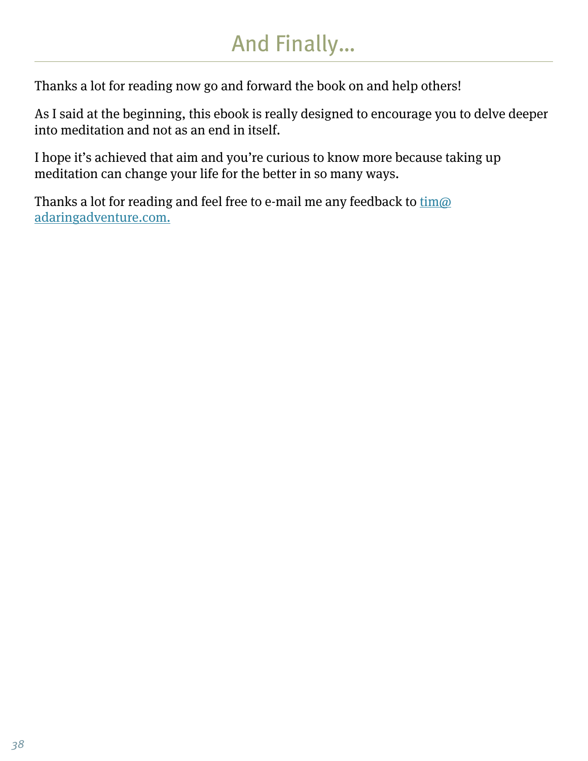# And Finally...

Thanks a lot for reading now go and forward the book on and help others!

As I said at the beginning, this ebook is really designed to encourage you to delve deeper into meditation and not as an end in itself.

I hope it's achieved that aim and you're curious to know more because taking up meditation can change your life for the better in so many ways.

Thanks a lot for reading and feel free to e-mail me any feedback to tim@adaringadventure.com.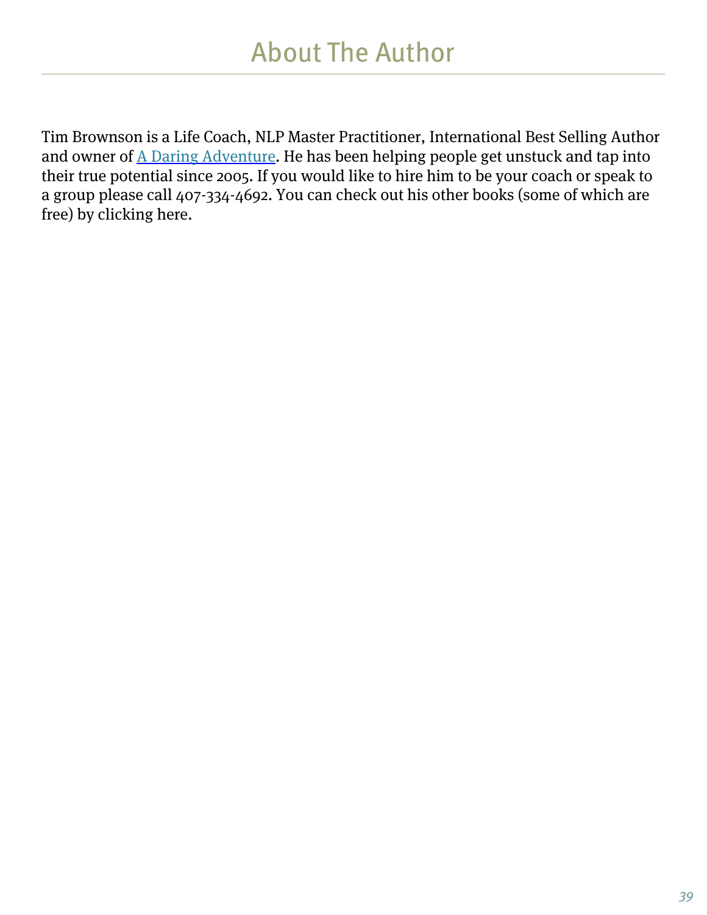# About The Author

Tim Brownson is a Life Coach, NLP Master Practitioner, International Best Selling Author and owner of A Daring Adventure. He has been helping people get unstuck and tap into their true potential since 2005. If you would like to hire him to be your coach or speak to a group please call 407-334-4692. You can check out his other books (some of which are free) by clicking here.